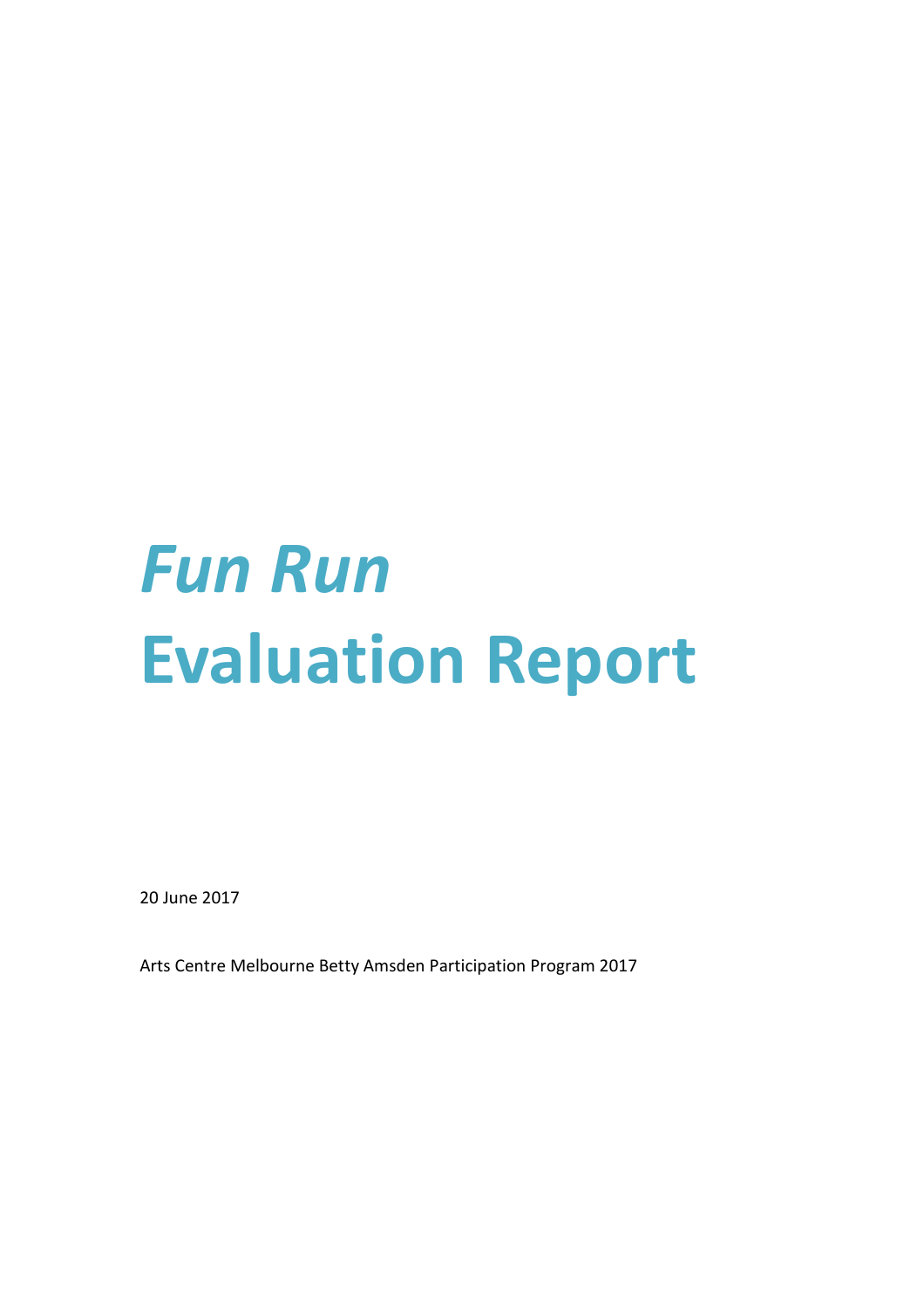# *Fun Run*
# Evaluation Report

20 June 2017

Arts Centre Melbourne Betty Amsden Participation Program 2017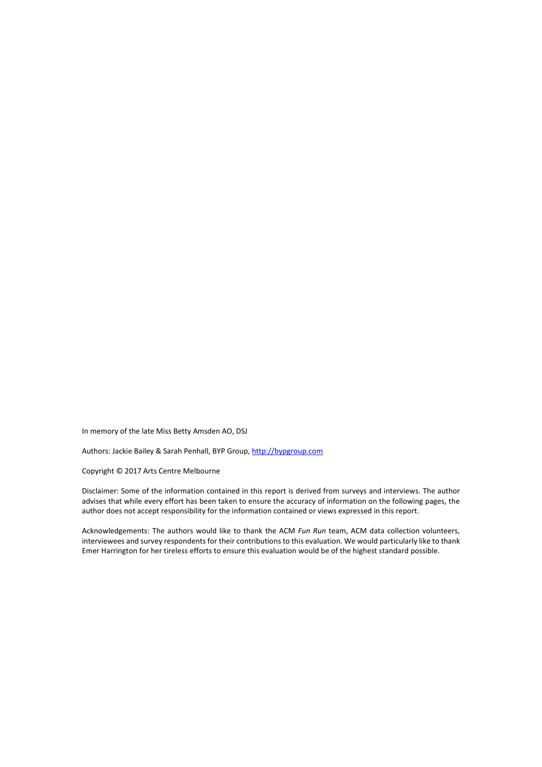In memory of the late Miss Betty Amsden AO, DSJ

Authors: Jackie Bailey & Sarah Penhall, BYP Group, [http://bypgroup.com](http://bypgroup.com)

Copyright © 2017 Arts Centre Melbourne

Disclaimer: Some of the information contained in this report is derived from surveys and interviews. The author advises that while every effort has been taken to ensure the accuracy of information on the following pages, the author does not accept responsibility for the information contained or views expressed in this report.

Acknowledgements: The authors would like to thank the ACM *Fun Run* team, ACM data collection volunteers, interviewees and survey respondents for their contributions to this evaluation. We would particularly like to thank Emer Harrington for her tireless efforts to ensure this evaluation would be of the highest standard possible.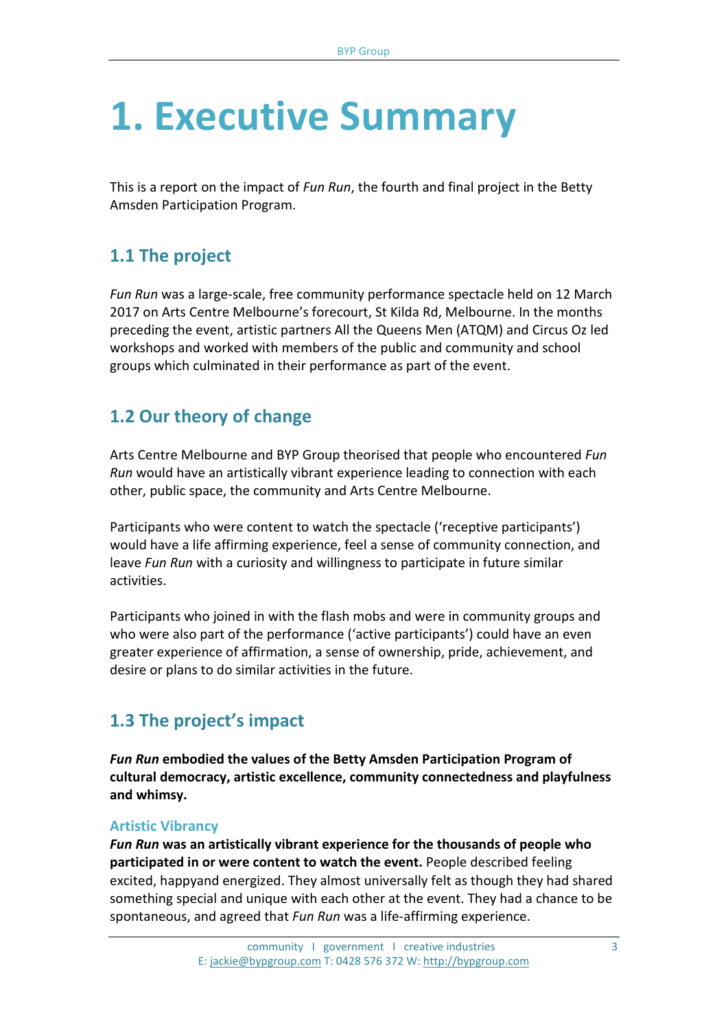# 1. Executive Summary

This is a report on the impact of *Fun Run*, the fourth and final project in the Betty Amsden Participation Program.

## 1.1 The project

*Fun Run* was a large-scale, free community performance spectacle held on 12 March 2017 on Arts Centre Melbourne's forecourt, St Kilda Rd, Melbourne. In the months preceding the event, artistic partners All the Queens Men (ATQM) and Circus Oz led workshops and worked with members of the public and community and school groups which culminated in their performance as part of the event.

## 1.2 Our theory of change

Arts Centre Melbourne and BYP Group theorised that people who encountered *Fun Run* would have an artistically vibrant experience leading to connection with each other, public space, the community and Arts Centre Melbourne.

Participants who were content to watch the spectacle ('receptive participants') would have a life affirming experience, feel a sense of community connection, and leave *Fun Run* with a curiosity and willingness to participate in future similar activities.

Participants who joined in with the flash mobs and were in community groups and who were also part of the performance ('active participants') could have an even greater experience of affirmation, a sense of ownership, pride, achievement, and desire or plans to do similar activities in the future.

## 1.3 The project's impact

***Fun Run* embodied the values of the Betty Amsden Participation Program of cultural democracy, artistic excellence, community connectedness and playfulness and whimsy.**

### Artistic Vibrancy

***Fun Run* was an artistically vibrant experience for the thousands of people who participated in or were content to watch the event.** People described feeling excited, happyand energized. They almost universally felt as though they had shared something special and unique with each other at the event. They had a chance to be spontaneous, and agreed that *Fun Run* was a life-affirming experience.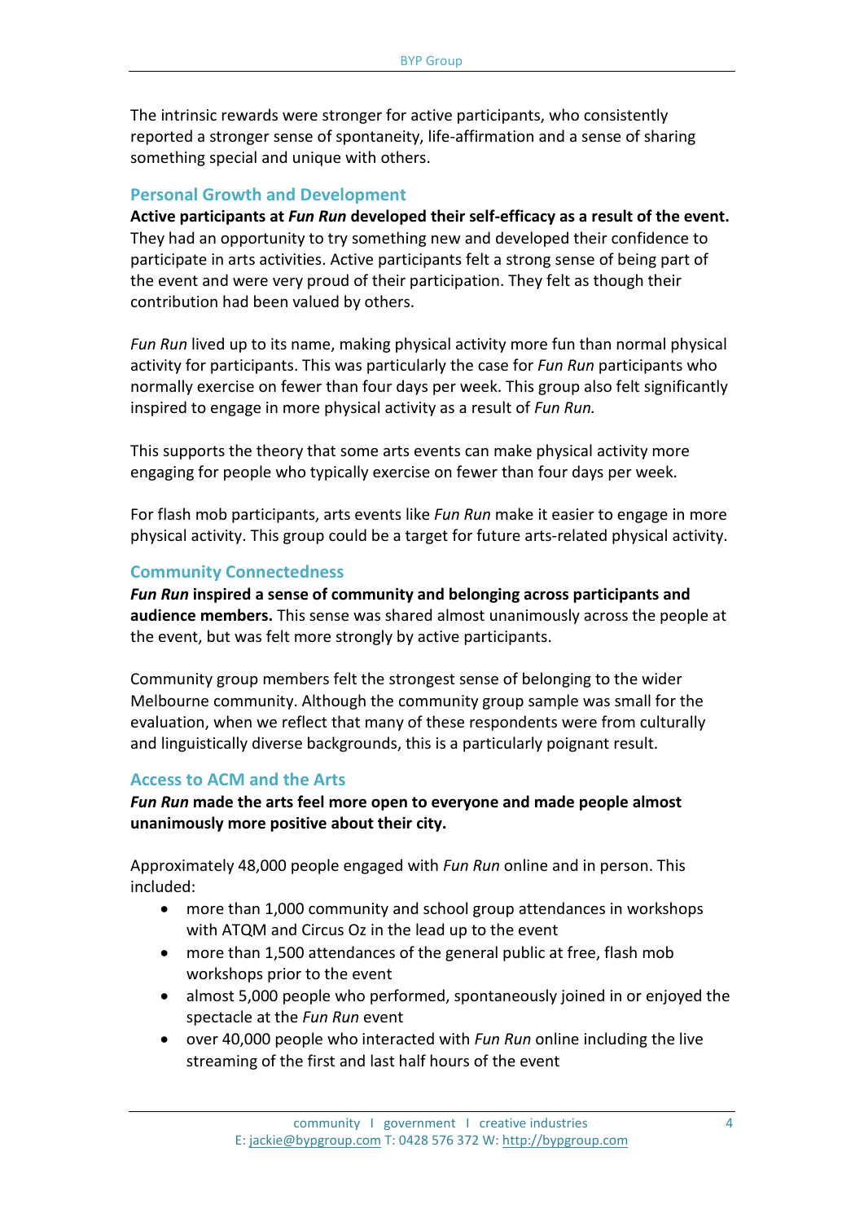The intrinsic rewards were stronger for active participants, who consistently reported a stronger sense of spontaneity, life-affirmation and a sense of sharing something special and unique with others.

### Personal Growth and Development

**Active participants at *Fun Run* developed their self-efficacy as a result of the event.** They had an opportunity to try something new and developed their confidence to participate in arts activities. Active participants felt a strong sense of being part of the event and were very proud of their participation. They felt as though their contribution had been valued by others.

*Fun Run* lived up to its name, making physical activity more fun than normal physical activity for participants. This was particularly the case for *Fun Run* participants who normally exercise on fewer than four days per week. This group also felt significantly inspired to engage in more physical activity as a result of *Fun Run.*

This supports the theory that some arts events can make physical activity more engaging for people who typically exercise on fewer than four days per week.

For flash mob participants, arts events like *Fun Run* make it easier to engage in more physical activity. This group could be a target for future arts-related physical activity.

### Community Connectedness

***Fun Run* inspired a sense of community and belonging across participants and audience members.** This sense was shared almost unanimously across the people at the event, but was felt more strongly by active participants.

Community group members felt the strongest sense of belonging to the wider Melbourne community. Although the community group sample was small for the evaluation, when we reflect that many of these respondents were from culturally and linguistically diverse backgrounds, this is a particularly poignant result.

### Access to ACM and the Arts

***Fun Run* made the arts feel more open to everyone and made people almost unanimously more positive about their city.**

Approximately 48,000 people engaged with *Fun Run* online and in person. This included:

- more than 1,000 community and school group attendances in workshops with ATQM and Circus Oz in the lead up to the event
- more than 1,500 attendances of the general public at free, flash mob workshops prior to the event
- almost 5,000 people who performed, spontaneously joined in or enjoyed the spectacle at the *Fun Run* event
- over 40,000 people who interacted with *Fun Run* online including the live streaming of the first and last half hours of the event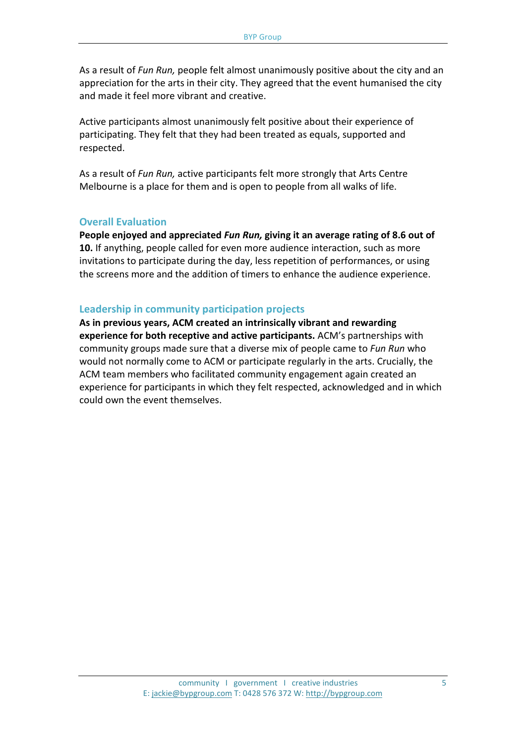As a result of *Fun Run,* people felt almost unanimously positive about the city and an appreciation for the arts in their city. They agreed that the event humanised the city and made it feel more vibrant and creative.

Active participants almost unanimously felt positive about their experience of participating. They felt that they had been treated as equals, supported and respected.

As a result of *Fun Run,* active participants felt more strongly that Arts Centre Melbourne is a place for them and is open to people from all walks of life.

### Overall Evaluation

**People enjoyed and appreciated *Fun Run,* giving it an average rating of 8.6 out of 10.** If anything, people called for even more audience interaction, such as more invitations to participate during the day, less repetition of performances, or using the screens more and the addition of timers to enhance the audience experience.

### Leadership in community participation projects

**As in previous years, ACM created an intrinsically vibrant and rewarding experience for both receptive and active participants.** ACM's partnerships with community groups made sure that a diverse mix of people came to *Fun Run* who would not normally come to ACM or participate regularly in the arts. Crucially, the ACM team members who facilitated community engagement again created an experience for participants in which they felt respected, acknowledged and in which could own the event themselves.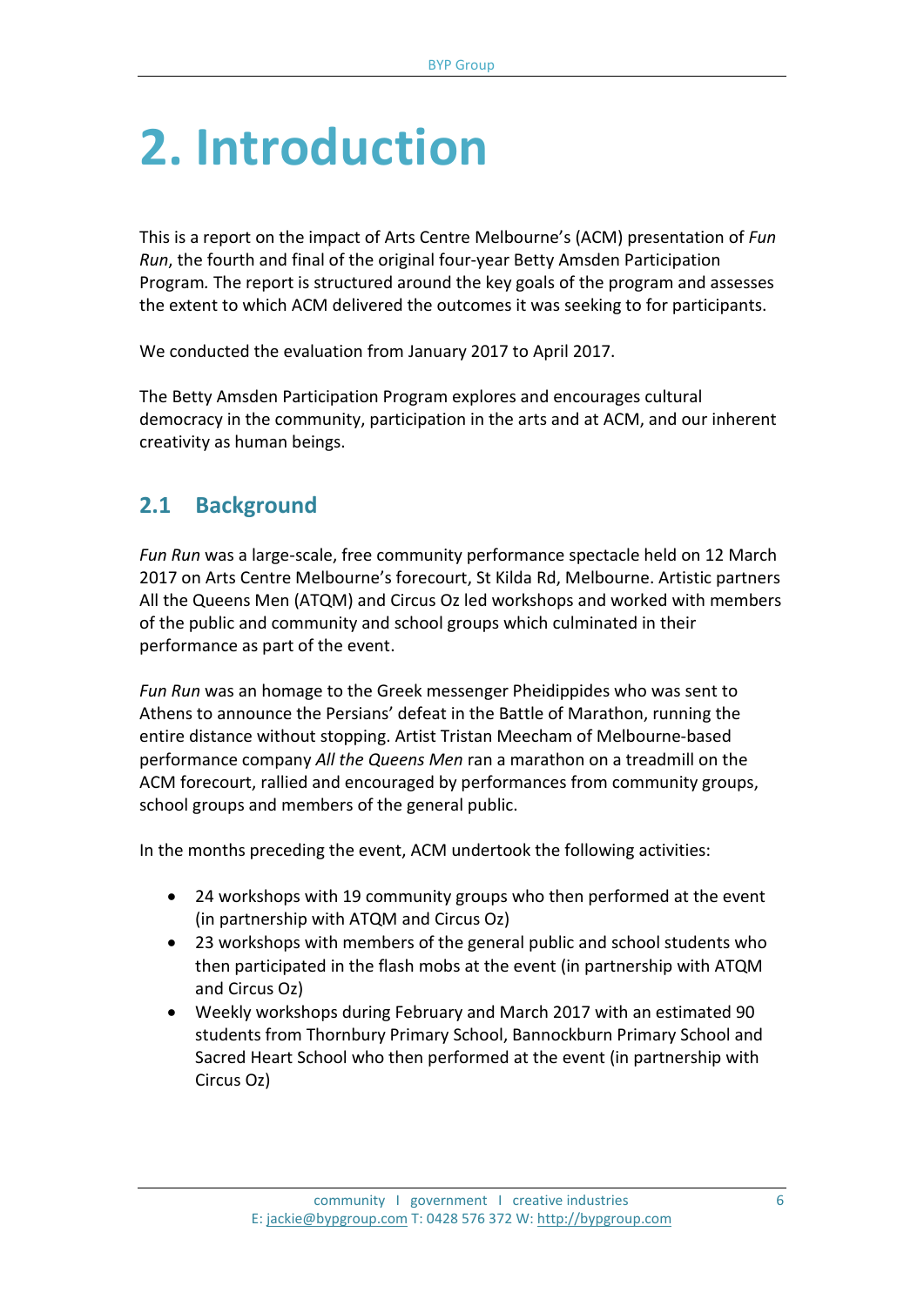# 2. Introduction

This is a report on the impact of Arts Centre Melbourne's (ACM) presentation of *Fun Run*, the fourth and final of the original four-year Betty Amsden Participation Program. The report is structured around the key goals of the program and assesses the extent to which ACM delivered the outcomes it was seeking to for participants.

We conducted the evaluation from January 2017 to April 2017.

The Betty Amsden Participation Program explores and encourages cultural democracy in the community, participation in the arts and at ACM, and our inherent creativity as human beings.

## 2.1 Background

*Fun Run* was a large-scale, free community performance spectacle held on 12 March 2017 on Arts Centre Melbourne's forecourt, St Kilda Rd, Melbourne. Artistic partners All the Queens Men (ATQM) and Circus Oz led workshops and worked with members of the public and community and school groups which culminated in their performance as part of the event.

*Fun Run* was an homage to the Greek messenger Pheidippides who was sent to Athens to announce the Persians' defeat in the Battle of Marathon, running the entire distance without stopping. Artist Tristan Meecham of Melbourne-based performance company *All the Queens Men* ran a marathon on a treadmill on the ACM forecourt, rallied and encouraged by performances from community groups, school groups and members of the general public.

In the months preceding the event, ACM undertook the following activities:

- 24 workshops with 19 community groups who then performed at the event (in partnership with ATQM and Circus Oz)
- 23 workshops with members of the general public and school students who then participated in the flash mobs at the event (in partnership with ATQM and Circus Oz)
- Weekly workshops during February and March 2017 with an estimated 90 students from Thornbury Primary School, Bannockburn Primary School and Sacred Heart School who then performed at the event (in partnership with Circus Oz)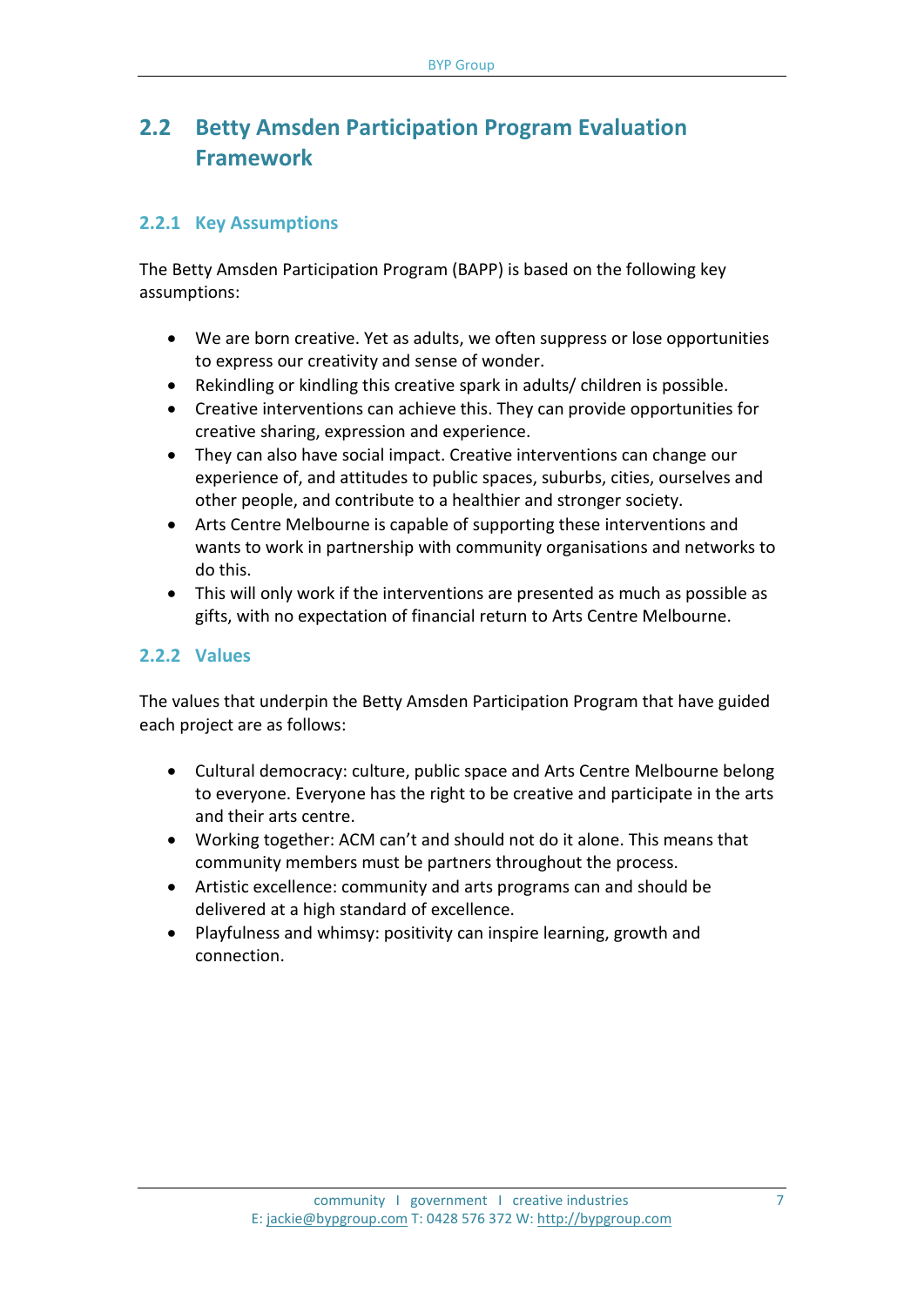## 2.2 Betty Amsden Participation Program Evaluation Framework

### 2.2.1 Key Assumptions

The Betty Amsden Participation Program (BAPP) is based on the following key assumptions:

- We are born creative. Yet as adults, we often suppress or lose opportunities to express our creativity and sense of wonder.
- Rekindling or kindling this creative spark in adults/ children is possible.
- Creative interventions can achieve this. They can provide opportunities for creative sharing, expression and experience.
- They can also have social impact. Creative interventions can change our experience of, and attitudes to public spaces, suburbs, cities, ourselves and other people, and contribute to a healthier and stronger society.
- Arts Centre Melbourne is capable of supporting these interventions and wants to work in partnership with community organisations and networks to do this.
- This will only work if the interventions are presented as much as possible as gifts, with no expectation of financial return to Arts Centre Melbourne.

### 2.2.2 Values

The values that underpin the Betty Amsden Participation Program that have guided each project are as follows:

- Cultural democracy: culture, public space and Arts Centre Melbourne belong to everyone. Everyone has the right to be creative and participate in the arts and their arts centre.
- Working together: ACM can't and should not do it alone. This means that community members must be partners throughout the process.
- Artistic excellence: community and arts programs can and should be delivered at a high standard of excellence.
- Playfulness and whimsy: positivity can inspire learning, growth and connection.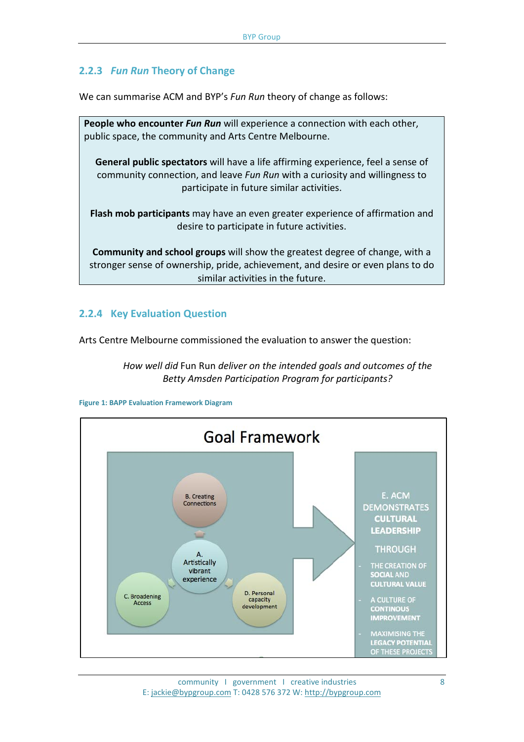### 2.2.3 *Fun Run* Theory of Change

We can summarise ACM and BYP's *Fun Run* theory of change as follows:

> **People who encounter *Fun Run*** will experience a connection with each other, public space, the community and Arts Centre Melbourne.
>
> **General public spectators** will have a life affirming experience, feel a sense of community connection, and leave *Fun Run* with a curiosity and willingness to participate in future similar activities.
>
> **Flash mob participants** may have an even greater experience of affirmation and desire to participate in future activities.
>
> **Community and school groups** will show the greatest degree of change, with a stronger sense of ownership, pride, achievement, and desire or even plans to do similar activities in the future.

### 2.2.4 Key Evaluation Question

Arts Centre Melbourne commissioned the evaluation to answer the question:

> *How well did* Fun Run *deliver on the intended goals and outcomes of the Betty Amsden Participation Program for participants?*

**Figure 1: BAPP Evaluation Framework Diagram**

Goal Framework

- A. Artistically vibrant experience
- B. Creating Connections
- C. Broadening Access
- D. Personal capacity development

E. ACM DEMONSTRATES CULTURAL LEADERSHIP THROUGH

- THE CREATION OF SOCIAL AND CULTURAL VALUE
- A CULTURE OF CONTINOUS IMPROVEMENT
- MAXIMISING THE LEGACY POTENTIAL OF THESE PROJECTS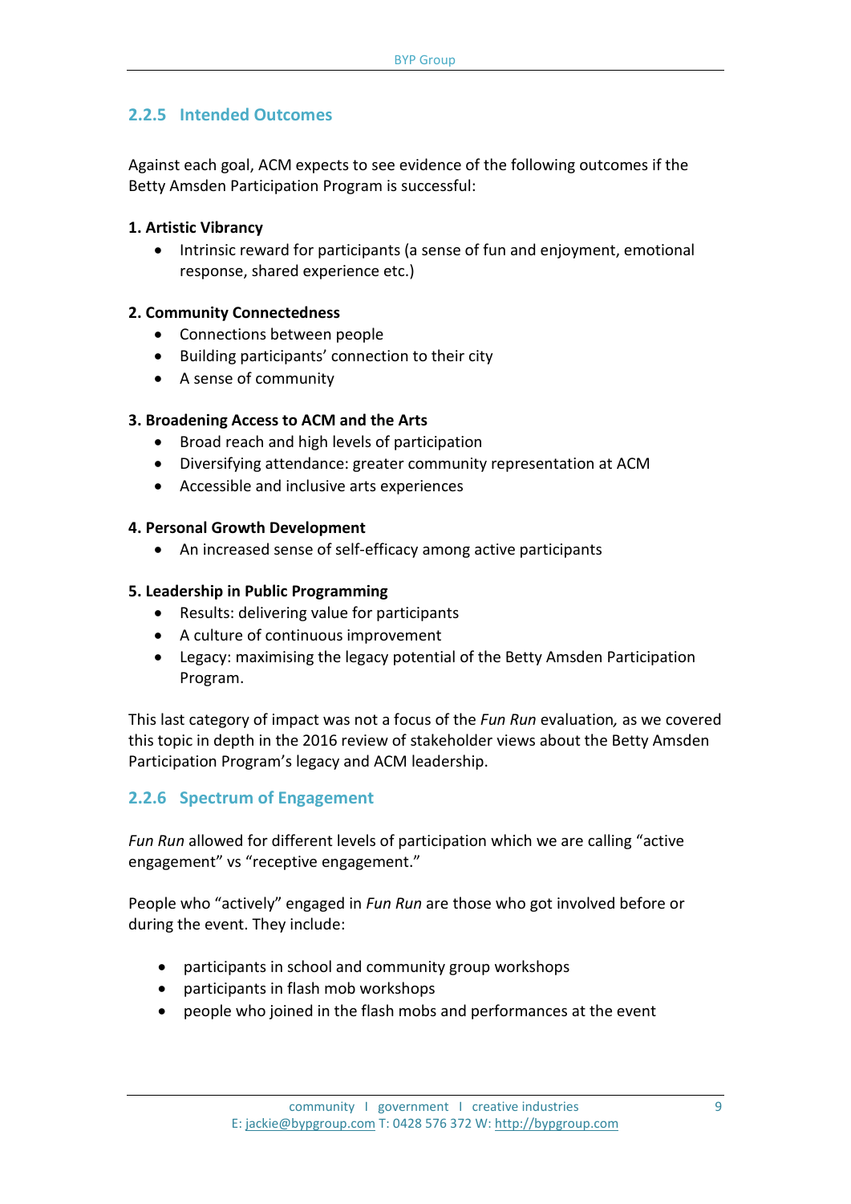### 2.2.5 Intended Outcomes

Against each goal, ACM expects to see evidence of the following outcomes if the Betty Amsden Participation Program is successful:

**1. Artistic Vibrancy**

- Intrinsic reward for participants (a sense of fun and enjoyment, emotional response, shared experience etc.)

**2. Community Connectedness**

- Connections between people
- Building participants' connection to their city
- A sense of community

**3. Broadening Access to ACM and the Arts**

- Broad reach and high levels of participation
- Diversifying attendance: greater community representation at ACM
- Accessible and inclusive arts experiences

**4. Personal Growth Development**

- An increased sense of self-efficacy among active participants

**5. Leadership in Public Programming**

- Results: delivering value for participants
- A culture of continuous improvement
- Legacy: maximising the legacy potential of the Betty Amsden Participation Program.

This last category of impact was not a focus of the *Fun Run* evaluation, as we covered this topic in depth in the 2016 review of stakeholder views about the Betty Amsden Participation Program's legacy and ACM leadership.

### 2.2.6 Spectrum of Engagement

*Fun Run* allowed for different levels of participation which we are calling "active engagement" vs "receptive engagement."

People who "actively" engaged in *Fun Run* are those who got involved before or during the event. They include:

- participants in school and community group workshops
- participants in flash mob workshops
- people who joined in the flash mobs and performances at the event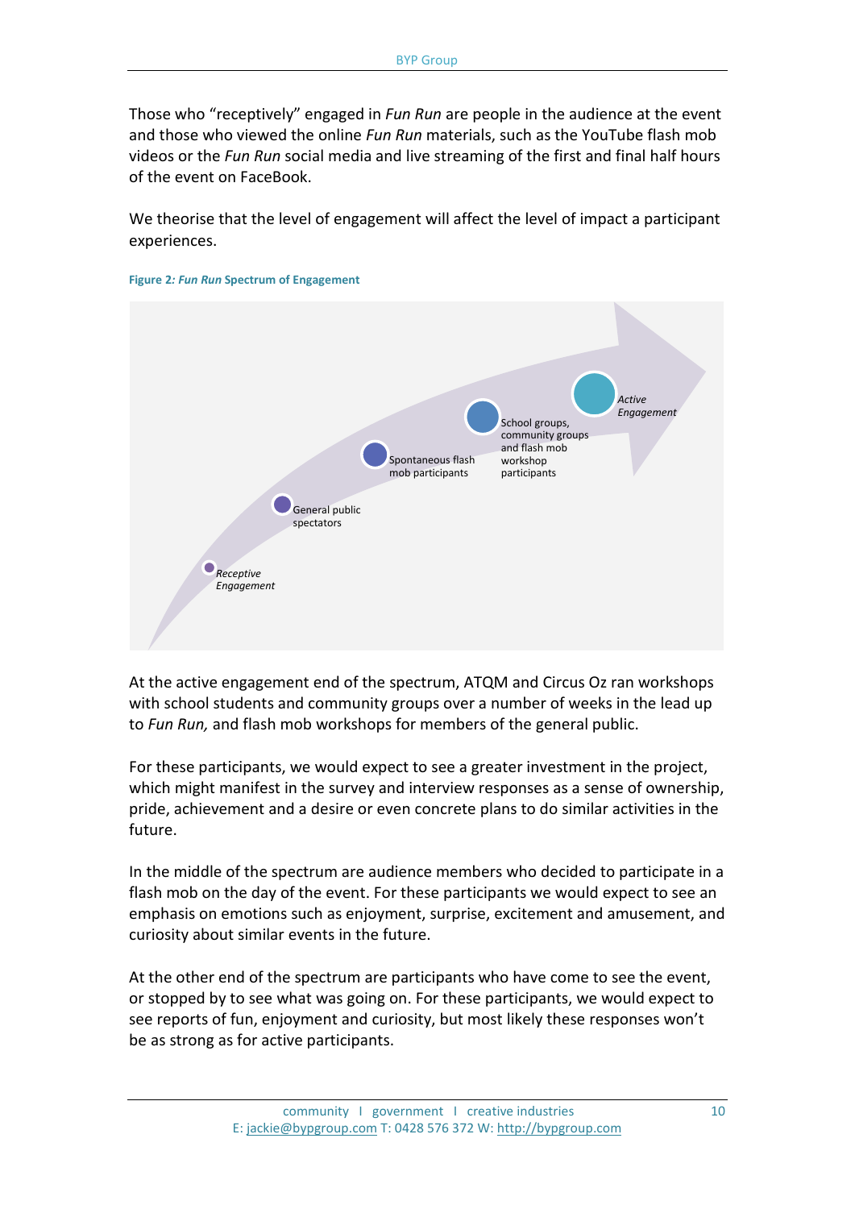Those who "receptively" engaged in *Fun Run* are people in the audience at the event and those who viewed the online *Fun Run* materials, such as the YouTube flash mob videos or the *Fun Run* social media and live streaming of the first and final half hours of the event on FaceBook.

We theorise that the level of engagement will affect the level of impact a participant experiences.

**Figure 2: *Fun Run* Spectrum of Engagement**

*Receptive Engagement*

General public spectators

Spontaneous flash mob participants

School groups, community groups and flash mob workshop participants

*Active Engagement*

At the active engagement end of the spectrum, ATQM and Circus Oz ran workshops with school students and community groups over a number of weeks in the lead up to *Fun Run,* and flash mob workshops for members of the general public.

For these participants, we would expect to see a greater investment in the project, which might manifest in the survey and interview responses as a sense of ownership, pride, achievement and a desire or even concrete plans to do similar activities in the future.

In the middle of the spectrum are audience members who decided to participate in a flash mob on the day of the event. For these participants we would expect to see an emphasis on emotions such as enjoyment, surprise, excitement and amusement, and curiosity about similar events in the future.

At the other end of the spectrum are participants who have come to see the event, or stopped by to see what was going on. For these participants, we would expect to see reports of fun, enjoyment and curiosity, but most likely these responses won't be as strong as for active participants.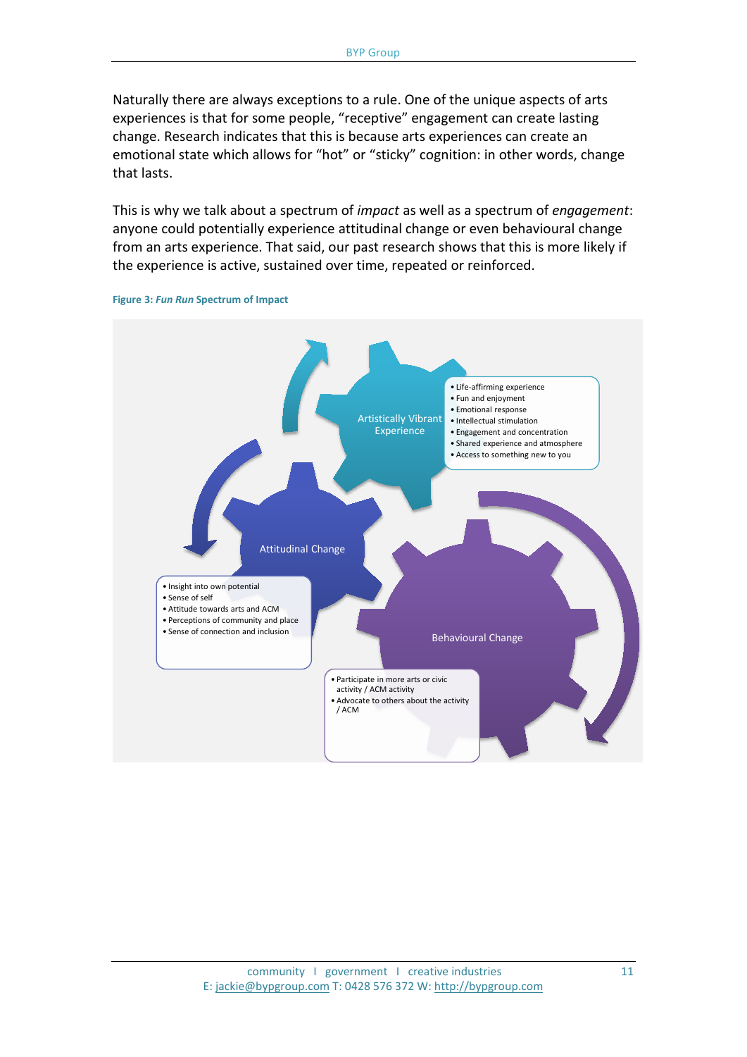Naturally there are always exceptions to a rule. One of the unique aspects of arts experiences is that for some people, "receptive" engagement can create lasting change. Research indicates that this is because arts experiences can create an emotional state which allows for "hot" or "sticky" cognition: in other words, change that lasts.

This is why we talk about a spectrum of *impact* as well as a spectrum of *engagement*: anyone could potentially experience attitudinal change or even behavioural change from an arts experience. That said, our past research shows that this is more likely if the experience is active, sustained over time, repeated or reinforced.

**Figure 3: *Fun Run* Spectrum of Impact**

Artistically Vibrant Experience

- Life-affirming experience
- Fun and enjoyment
- Emotional response
- Intellectual stimulation
- Engagement and concentration
- Shared experience and atmosphere
- Access to something new to you

Attitudinal Change

- Insight into own potential
- Sense of self
- Attitude towards arts and ACM
- Perceptions of community and place
- Sense of connection and inclusion

Behavioural Change

- Participate in more arts or civic activity / ACM activity
- Advocate to others about the activity / ACM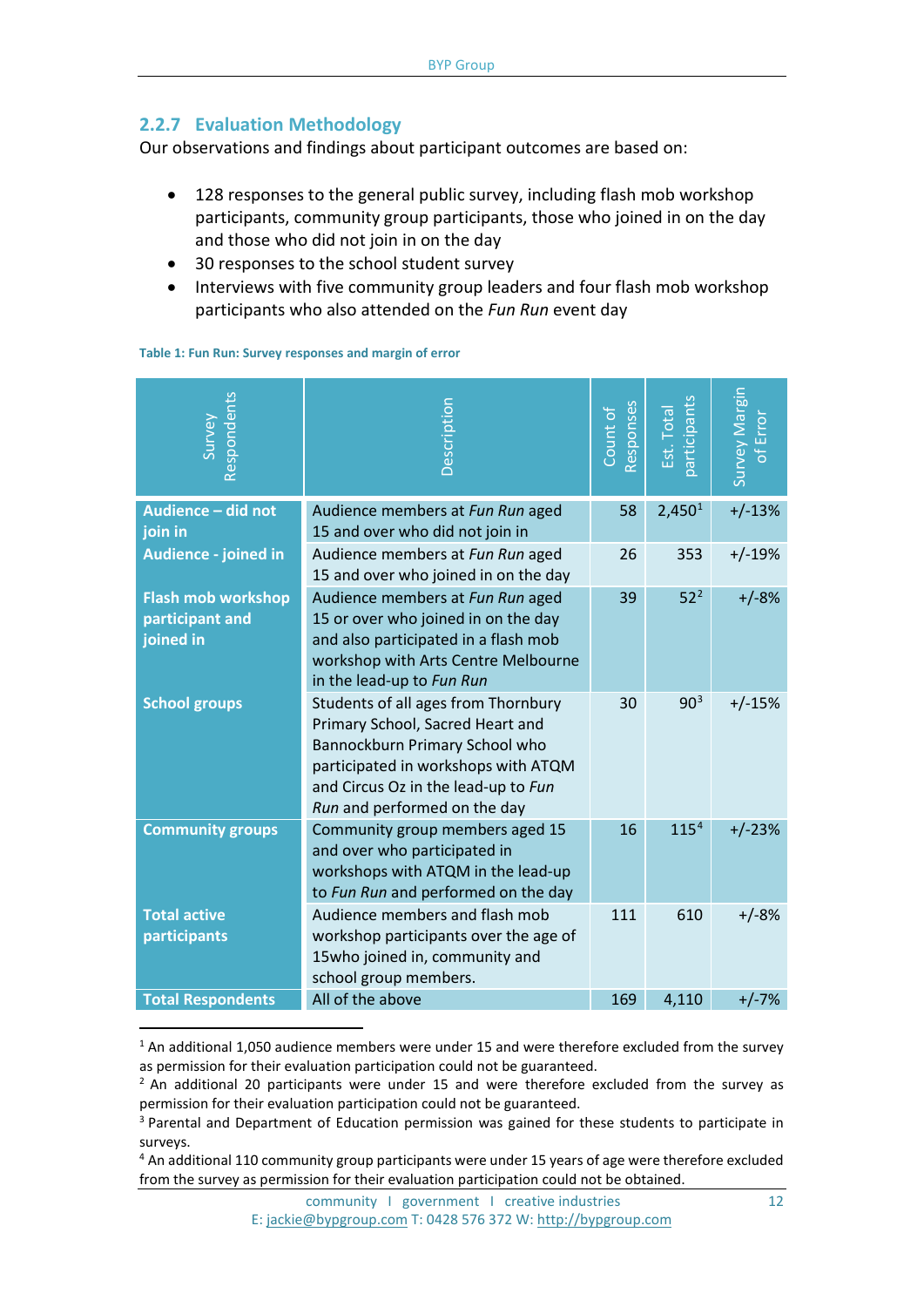### 2.2.7 Evaluation Methodology

Our observations and findings about participant outcomes are based on:

- 128 responses to the general public survey, including flash mob workshop participants, community group participants, those who joined in on the day and those who did not join in on the day
- 30 responses to the school student survey
- Interviews with five community group leaders and four flash mob workshop participants who also attended on the *Fun Run* event day

**Table 1: Fun Run: Survey responses and margin of error**

| Survey Respondents | Description | Count of Responses | Est. Total participants | Survey Margin of Error |
|---|---|---|---|---|
| **Audience – did not join in** | Audience members at *Fun Run* aged 15 and over who did not join in | 58 | 2,450[1] | +/-13% |
| **Audience - joined in** | Audience members at *Fun Run* aged 15 and over who joined in on the day | 26 | 353 | +/-19% |
| **Flash mob workshop participant and joined in** | Audience members at *Fun Run* aged 15 or over who joined in on the day and also participated in a flash mob workshop with Arts Centre Melbourne in the lead-up to *Fun Run* | 39 | 52[2] | +/-8% |
| **School groups** | Students of all ages from Thornbury Primary School, Sacred Heart and Bannockburn Primary School who participated in workshops with ATQM and Circus Oz in the lead-up to *Fun Run* and performed on the day | 30 | 90[3] | +/-15% |
| **Community groups** | Community group members aged 15 and over who participated in workshops with ATQM in the lead-up to *Fun Run* and performed on the day | 16 | 115[4] | +/-23% |
| **Total active participants** | Audience members and flash mob workshop participants over the age of 15who joined in, community and school group members. | 111 | 610 | +/-8% |
| **Total Respondents** | All of the above | 169 | 4,110 | +/-7% |

[1] An additional 1,050 audience members were under 15 and were therefore excluded from the survey as permission for their evaluation participation could not be guaranteed.

[2] An additional 20 participants were under 15 and were therefore excluded from the survey as permission for their evaluation participation could not be guaranteed.

[3] Parental and Department of Education permission was gained for these students to participate in surveys.

[4] An additional 110 community group participants were under 15 years of age were therefore excluded from the survey as permission for their evaluation participation could not be obtained.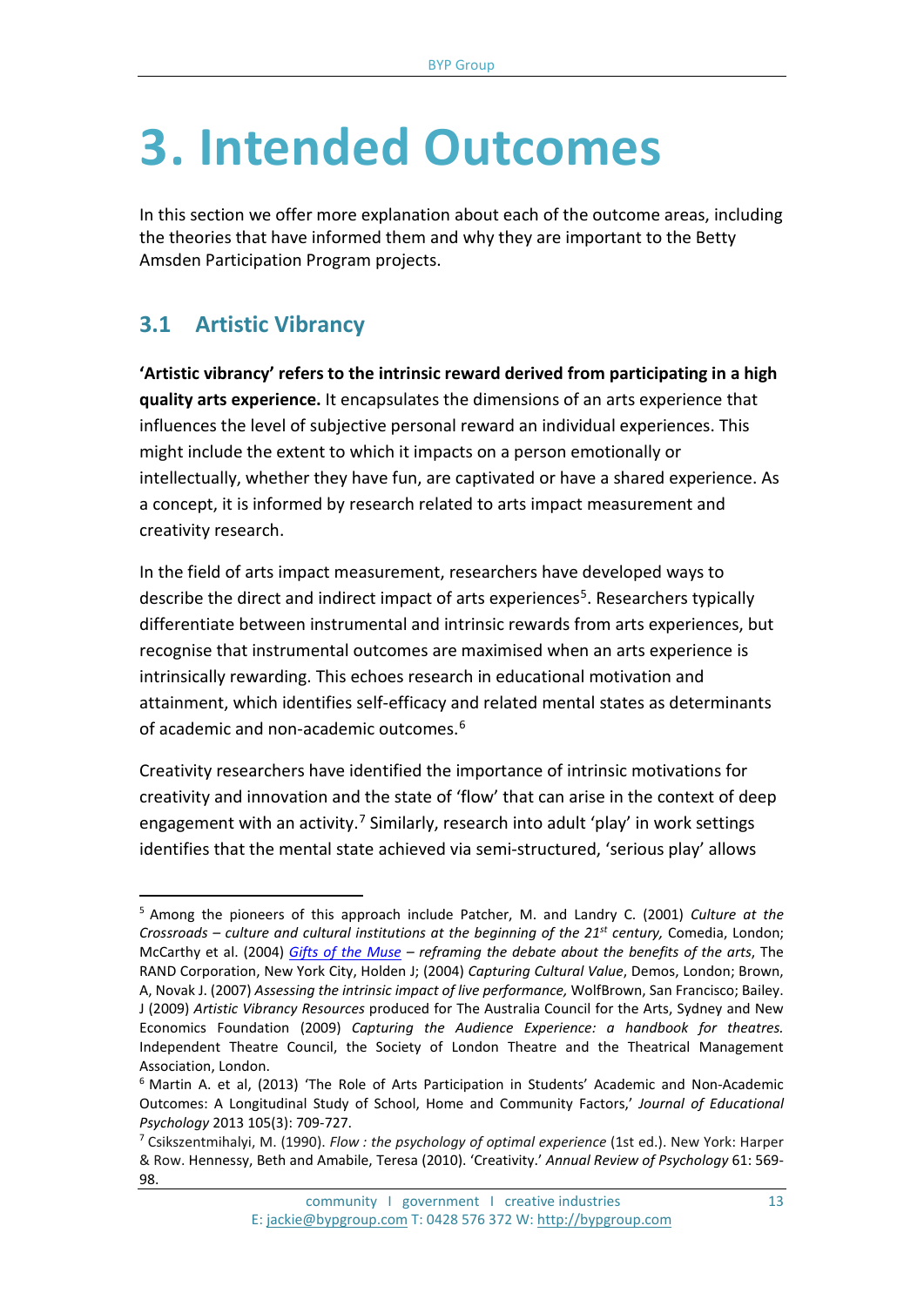# 3. Intended Outcomes

In this section we offer more explanation about each of the outcome areas, including the theories that have informed them and why they are important to the Betty Amsden Participation Program projects.

## 3.1 Artistic Vibrancy

**'Artistic vibrancy' refers to the intrinsic reward derived from participating in a high quality arts experience.** It encapsulates the dimensions of an arts experience that influences the level of subjective personal reward an individual experiences. This might include the extent to which it impacts on a person emotionally or intellectually, whether they have fun, are captivated or have a shared experience. As a concept, it is informed by research related to arts impact measurement and creativity research.

In the field of arts impact measurement, researchers have developed ways to describe the direct and indirect impact of arts experiences[5]. Researchers typically differentiate between instrumental and intrinsic rewards from arts experiences, but recognise that instrumental outcomes are maximised when an arts experience is intrinsically rewarding. This echoes research in educational motivation and attainment, which identifies self-efficacy and related mental states as determinants of academic and non-academic outcomes.[6]

Creativity researchers have identified the importance of intrinsic motivations for creativity and innovation and the state of 'flow' that can arise in the context of deep engagement with an activity.[7] Similarly, research into adult 'play' in work settings identifies that the mental state achieved via semi-structured, 'serious play' allows

---

[5] Among the pioneers of this approach include Patcher, M. and Landry C. (2001) *Culture at the Crossroads – culture and cultural institutions at the beginning of the 21st century,* Comedia, London; McCarthy et al. (2004) *[Gifts of the Muse](#)* – *reframing the debate about the benefits of the arts*, The RAND Corporation, New York City, Holden J; (2004) *Capturing Cultural Value*, Demos, London; Brown, A, Novak J. (2007) *Assessing the intrinsic impact of live performance,* WolfBrown, San Francisco; Bailey. J (2009) *Artistic Vibrancy Resources* produced for The Australia Council for the Arts, Sydney and New Economics Foundation (2009) *Capturing the Audience Experience: a handbook for theatres.* Independent Theatre Council, the Society of London Theatre and the Theatrical Management Association, London.

[6] Martin A. et al, (2013) 'The Role of Arts Participation in Students' Academic and Non-Academic Outcomes: A Longitudinal Study of School, Home and Community Factors,' *Journal of Educational Psychology* 2013 105(3): 709-727.

[7] Csikszentmihalyi, M. (1990). *Flow : the psychology of optimal experience* (1st ed.). New York: Harper & Row. Hennessy, Beth and Amabile, Teresa (2010). 'Creativity.' *Annual Review of Psychology* 61: 569-98.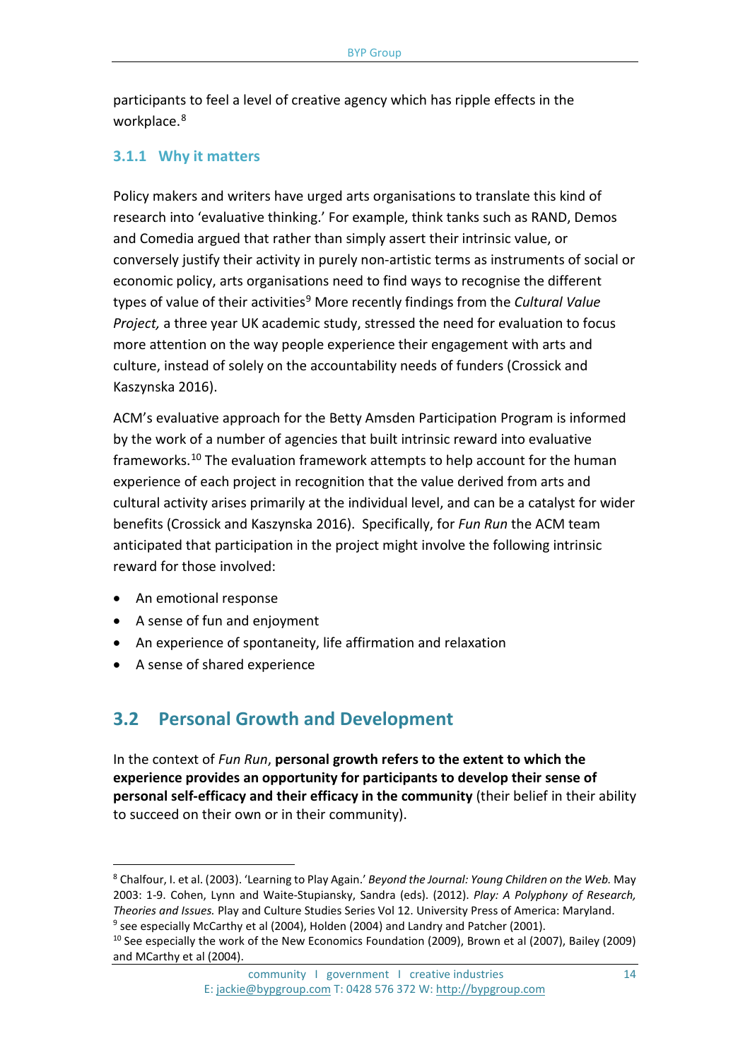participants to feel a level of creative agency which has ripple effects in the workplace.[8]

### 3.1.1 Why it matters

Policy makers and writers have urged arts organisations to translate this kind of research into 'evaluative thinking.' For example, think tanks such as RAND, Demos and Comedia argued that rather than simply assert their intrinsic value, or conversely justify their activity in purely non-artistic terms as instruments of social or economic policy, arts organisations need to find ways to recognise the different types of value of their activities[9] More recently findings from the *Cultural Value Project,* a three year UK academic study, stressed the need for evaluation to focus more attention on the way people experience their engagement with arts and culture, instead of solely on the accountability needs of funders (Crossick and Kaszynska 2016).

ACM's evaluative approach for the Betty Amsden Participation Program is informed by the work of a number of agencies that built intrinsic reward into evaluative frameworks.[10] The evaluation framework attempts to help account for the human experience of each project in recognition that the value derived from arts and cultural activity arises primarily at the individual level, and can be a catalyst for wider benefits (Crossick and Kaszynska 2016). Specifically, for *Fun Run* the ACM team anticipated that participation in the project might involve the following intrinsic reward for those involved:

- An emotional response
- A sense of fun and enjoyment
- An experience of spontaneity, life affirmation and relaxation
- A sense of shared experience

## 3.2 Personal Growth and Development

In the context of *Fun Run*, **personal growth refers to the extent to which the experience provides an opportunity for participants to develop their sense of personal self-efficacy and their efficacy in the community** (their belief in their ability to succeed on their own or in their community).

---

[8] Chalfour, I. et al. (2003). 'Learning to Play Again.' *Beyond the Journal: Young Children on the Web.* May 2003: 1-9. Cohen, Lynn and Waite-Stupiansky, Sandra (eds). (2012). *Play: A Polyphony of Research, Theories and Issues.* Play and Culture Studies Series Vol 12. University Press of America: Maryland.

[9] see especially McCarthy et al (2004), Holden (2004) and Landry and Patcher (2001).

[10] See especially the work of the New Economics Foundation (2009), Brown et al (2007), Bailey (2009) and MCarthy et al (2004).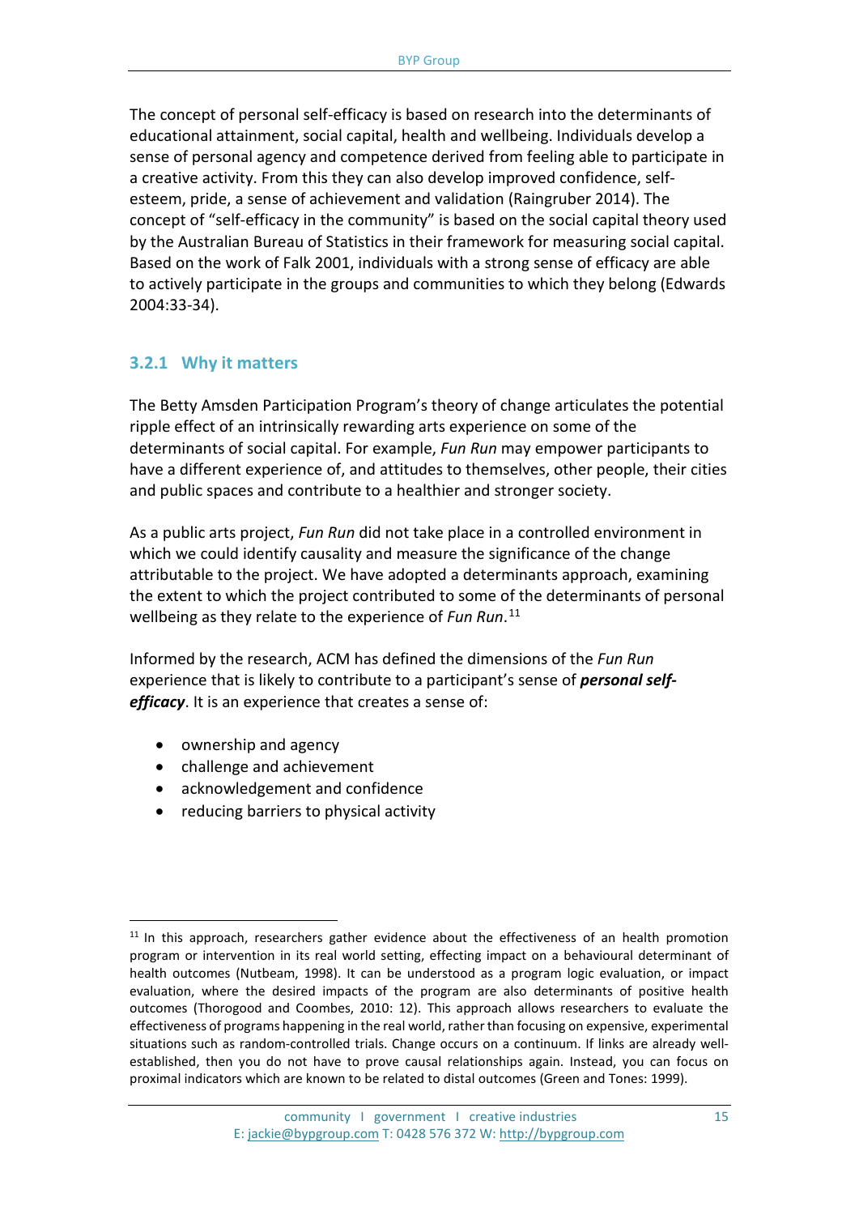The concept of personal self-efficacy is based on research into the determinants of educational attainment, social capital, health and wellbeing. Individuals develop a sense of personal agency and competence derived from feeling able to participate in a creative activity. From this they can also develop improved confidence, self-esteem, pride, a sense of achievement and validation (Raingruber 2014). The concept of “self-efficacy in the community” is based on the social capital theory used by the Australian Bureau of Statistics in their framework for measuring social capital. Based on the work of Falk 2001, individuals with a strong sense of efficacy are able to actively participate in the groups and communities to which they belong (Edwards 2004:33-34).

### 3.2.1 Why it matters

The Betty Amsden Participation Program’s theory of change articulates the potential ripple effect of an intrinsically rewarding arts experience on some of the determinants of social capital. For example, *Fun Run* may empower participants to have a different experience of, and attitudes to themselves, other people, their cities and public spaces and contribute to a healthier and stronger society.

As a public arts project, *Fun Run* did not take place in a controlled environment in which we could identify causality and measure the significance of the change attributable to the project. We have adopted a determinants approach, examining the extent to which the project contributed to some of the determinants of personal wellbeing as they relate to the experience of *Fun Run*.[11]

Informed by the research, ACM has defined the dimensions of the *Fun Run* experience that is likely to contribute to a participant’s sense of ***personal self-efficacy***. It is an experience that creates a sense of:

- ownership and agency
- challenge and achievement
- acknowledgement and confidence
- reducing barriers to physical activity

[11] In this approach, researchers gather evidence about the effectiveness of an health promotion program or intervention in its real world setting, effecting impact on a behavioural determinant of health outcomes (Nutbeam, 1998). It can be understood as a program logic evaluation, or impact evaluation, where the desired impacts of the program are also determinants of positive health outcomes (Thorogood and Coombes, 2010: 12). This approach allows researchers to evaluate the effectiveness of programs happening in the real world, rather than focusing on expensive, experimental situations such as random-controlled trials. Change occurs on a continuum. If links are already well-established, then you do not have to prove causal relationships again. Instead, you can focus on proximal indicators which are known to be related to distal outcomes (Green and Tones: 1999).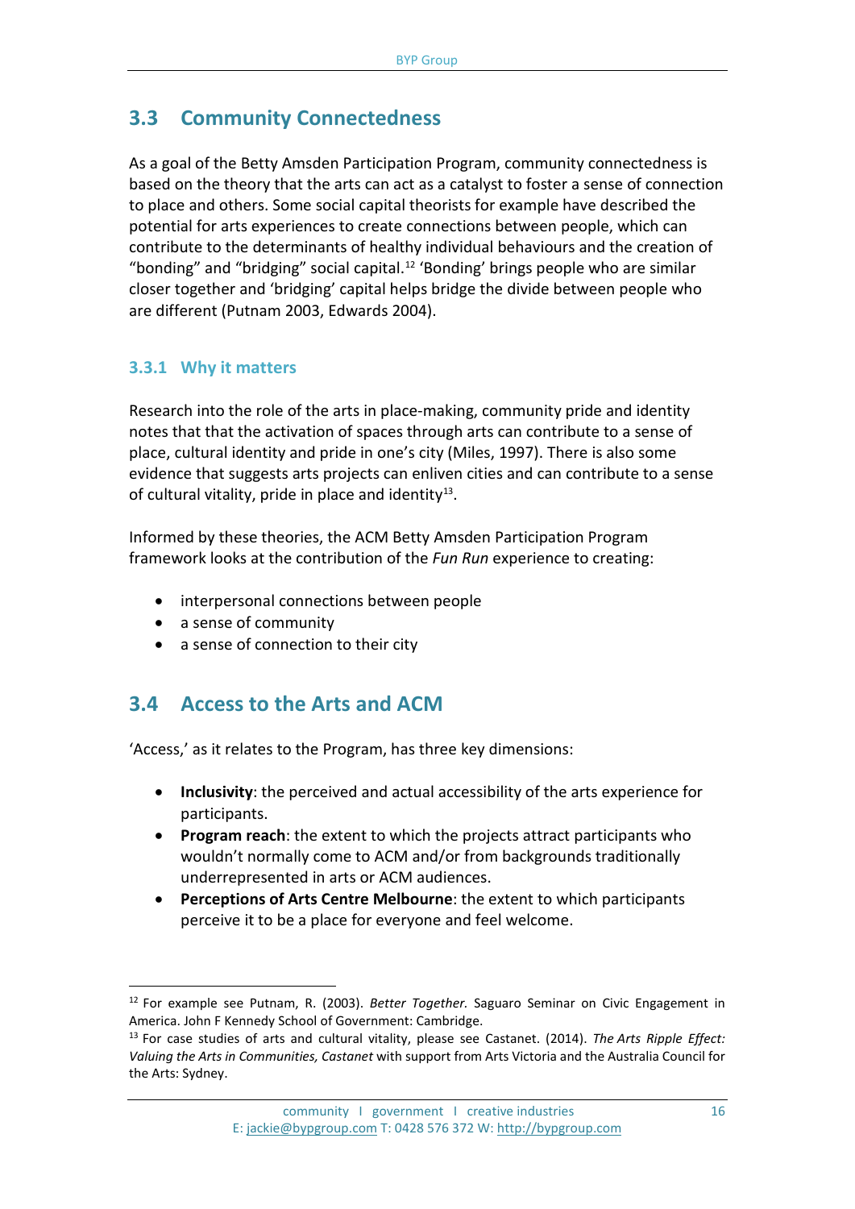## 3.3 Community Connectedness

As a goal of the Betty Amsden Participation Program, community connectedness is based on the theory that the arts can act as a catalyst to foster a sense of connection to place and others. Some social capital theorists for example have described the potential for arts experiences to create connections between people, which can contribute to the determinants of healthy individual behaviours and the creation of "bonding" and "bridging" social capital.[12] 'Bonding' brings people who are similar closer together and 'bridging' capital helps bridge the divide between people who are different (Putnam 2003, Edwards 2004).

### 3.3.1 Why it matters

Research into the role of the arts in place-making, community pride and identity notes that that the activation of spaces through arts can contribute to a sense of place, cultural identity and pride in one's city (Miles, 1997). There is also some evidence that suggests arts projects can enliven cities and can contribute to a sense of cultural vitality, pride in place and identity[13].

Informed by these theories, the ACM Betty Amsden Participation Program framework looks at the contribution of the *Fun Run* experience to creating:

- interpersonal connections between people
- a sense of community
- a sense of connection to their city

## 3.4 Access to the Arts and ACM

'Access,' as it relates to the Program, has three key dimensions:

- **Inclusivity**: the perceived and actual accessibility of the arts experience for participants.
- **Program reach**: the extent to which the projects attract participants who wouldn't normally come to ACM and/or from backgrounds traditionally underrepresented in arts or ACM audiences.
- **Perceptions of Arts Centre Melbourne**: the extent to which participants perceive it to be a place for everyone and feel welcome.

---

[12] For example see Putnam, R. (2003). *Better Together.* Saguaro Seminar on Civic Engagement in America. John F Kennedy School of Government: Cambridge.

[13] For case studies of arts and cultural vitality, please see Castanet. (2014). *The Arts Ripple Effect: Valuing the Arts in Communities, Castanet* with support from Arts Victoria and the Australia Council for the Arts: Sydney.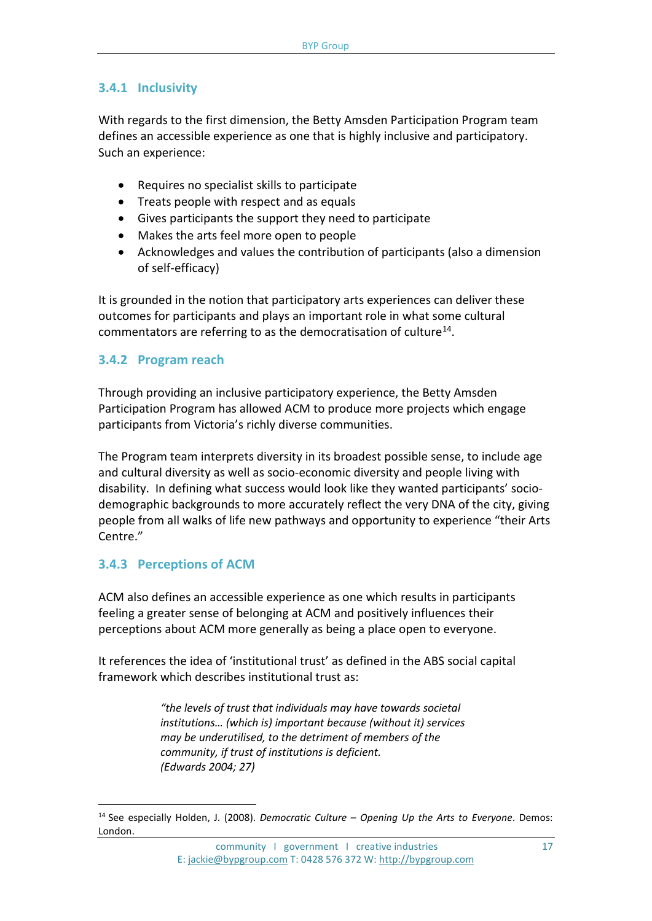### 3.4.1 Inclusivity

With regards to the first dimension, the Betty Amsden Participation Program team defines an accessible experience as one that is highly inclusive and participatory. Such an experience:

- Requires no specialist skills to participate
- Treats people with respect and as equals
- Gives participants the support they need to participate
- Makes the arts feel more open to people
- Acknowledges and values the contribution of participants (also a dimension of self-efficacy)

It is grounded in the notion that participatory arts experiences can deliver these outcomes for participants and plays an important role in what some cultural commentators are referring to as the democratisation of culture[14].

### 3.4.2 Program reach

Through providing an inclusive participatory experience, the Betty Amsden Participation Program has allowed ACM to produce more projects which engage participants from Victoria's richly diverse communities.

The Program team interprets diversity in its broadest possible sense, to include age and cultural diversity as well as socio-economic diversity and people living with disability. In defining what success would look like they wanted participants' socio-demographic backgrounds to more accurately reflect the very DNA of the city, giving people from all walks of life new pathways and opportunity to experience "their Arts Centre."

### 3.4.3 Perceptions of ACM

ACM also defines an accessible experience as one which results in participants feeling a greater sense of belonging at ACM and positively influences their perceptions about ACM more generally as being a place open to everyone.

It references the idea of 'institutional trust' as defined in the ABS social capital framework which describes institutional trust as:

> *"the levels of trust that individuals may have towards societal institutions… (which is) important because (without it) services may be underutilised, to the detriment of members of the community, if trust of institutions is deficient.*
> *(Edwards 2004; 27)*

[14] See especially Holden, J. (2008). *Democratic Culture – Opening Up the Arts to Everyone*. Demos: London.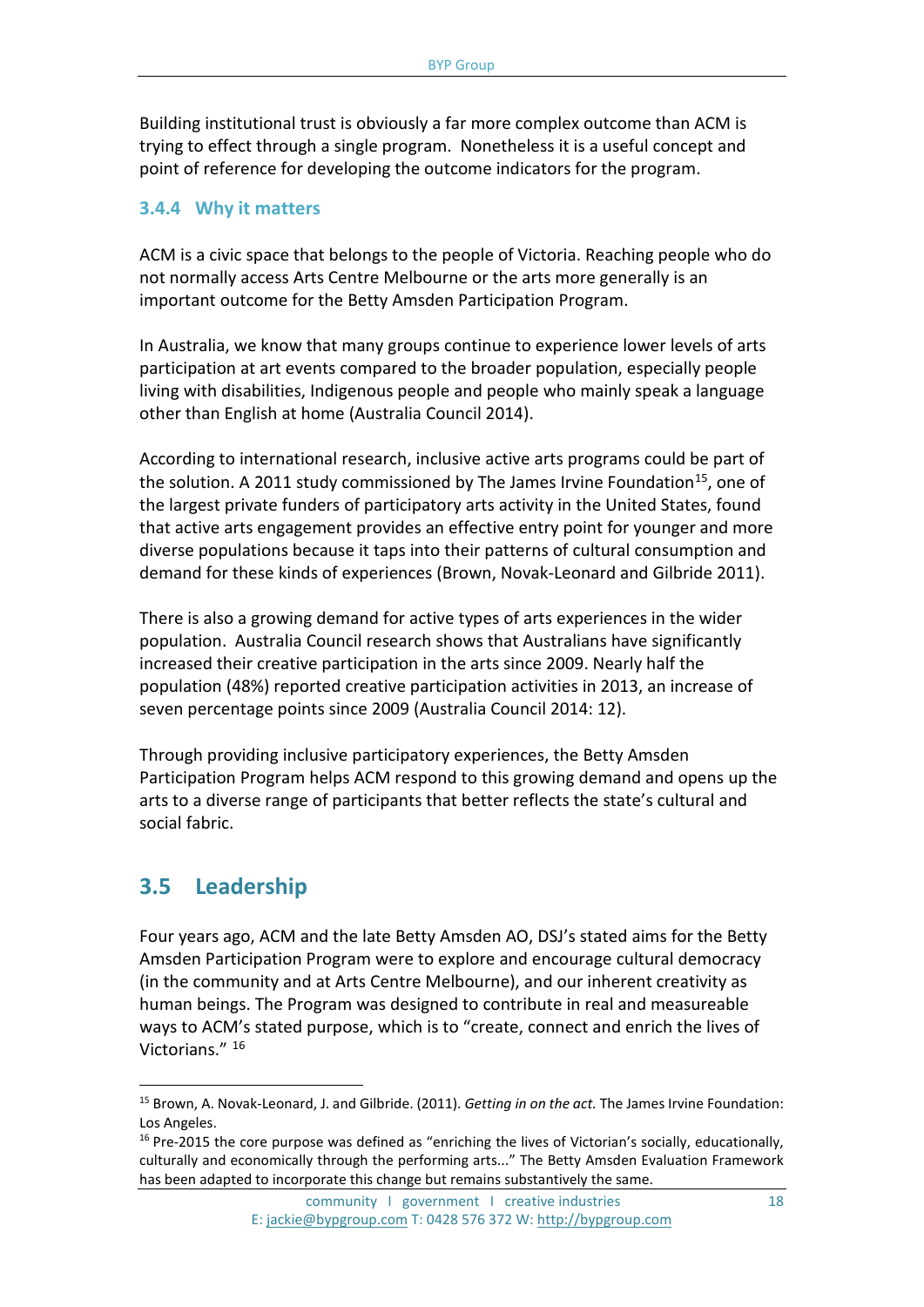Building institutional trust is obviously a far more complex outcome than ACM is trying to effect through a single program. Nonetheless it is a useful concept and point of reference for developing the outcome indicators for the program.

### 3.4.4 Why it matters

ACM is a civic space that belongs to the people of Victoria. Reaching people who do not normally access Arts Centre Melbourne or the arts more generally is an important outcome for the Betty Amsden Participation Program.

In Australia, we know that many groups continue to experience lower levels of arts participation at art events compared to the broader population, especially people living with disabilities, Indigenous people and people who mainly speak a language other than English at home (Australia Council 2014).

According to international research, inclusive active arts programs could be part of the solution. A 2011 study commissioned by The James Irvine Foundation[15], one of the largest private funders of participatory arts activity in the United States, found that active arts engagement provides an effective entry point for younger and more diverse populations because it taps into their patterns of cultural consumption and demand for these kinds of experiences (Brown, Novak-Leonard and Gilbride 2011).

There is also a growing demand for active types of arts experiences in the wider population. Australia Council research shows that Australians have significantly increased their creative participation in the arts since 2009. Nearly half the population (48%) reported creative participation activities in 2013, an increase of seven percentage points since 2009 (Australia Council 2014: 12).

Through providing inclusive participatory experiences, the Betty Amsden Participation Program helps ACM respond to this growing demand and opens up the arts to a diverse range of participants that better reflects the state's cultural and social fabric.

## 3.5 Leadership

Four years ago, ACM and the late Betty Amsden AO, DSJ's stated aims for the Betty Amsden Participation Program were to explore and encourage cultural democracy (in the community and at Arts Centre Melbourne), and our inherent creativity as human beings. The Program was designed to contribute in real and measureable ways to ACM's stated purpose, which is to "create, connect and enrich the lives of Victorians." [16]

---

[15] Brown, A. Novak-Leonard, J. and Gilbride. (2011). *Getting in on the act.* The James Irvine Foundation: Los Angeles.

[16] Pre-2015 the core purpose was defined as "enriching the lives of Victorian's socially, educationally, culturally and economically through the performing arts..." The Betty Amsden Evaluation Framework has been adapted to incorporate this change but remains substantively the same.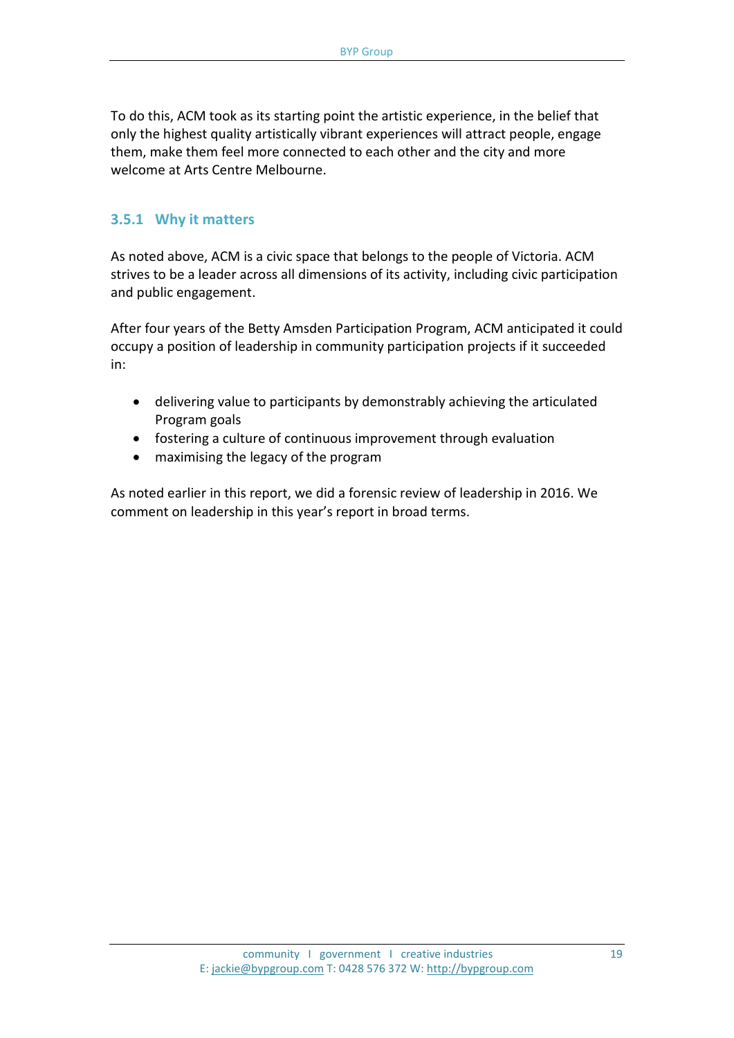To do this, ACM took as its starting point the artistic experience, in the belief that only the highest quality artistically vibrant experiences will attract people, engage them, make them feel more connected to each other and the city and more welcome at Arts Centre Melbourne.

### 3.5.1 Why it matters

As noted above, ACM is a civic space that belongs to the people of Victoria. ACM strives to be a leader across all dimensions of its activity, including civic participation and public engagement.

After four years of the Betty Amsden Participation Program, ACM anticipated it could occupy a position of leadership in community participation projects if it succeeded in:

- delivering value to participants by demonstrably achieving the articulated Program goals
- fostering a culture of continuous improvement through evaluation
- maximising the legacy of the program

As noted earlier in this report, we did a forensic review of leadership in 2016. We comment on leadership in this year's report in broad terms.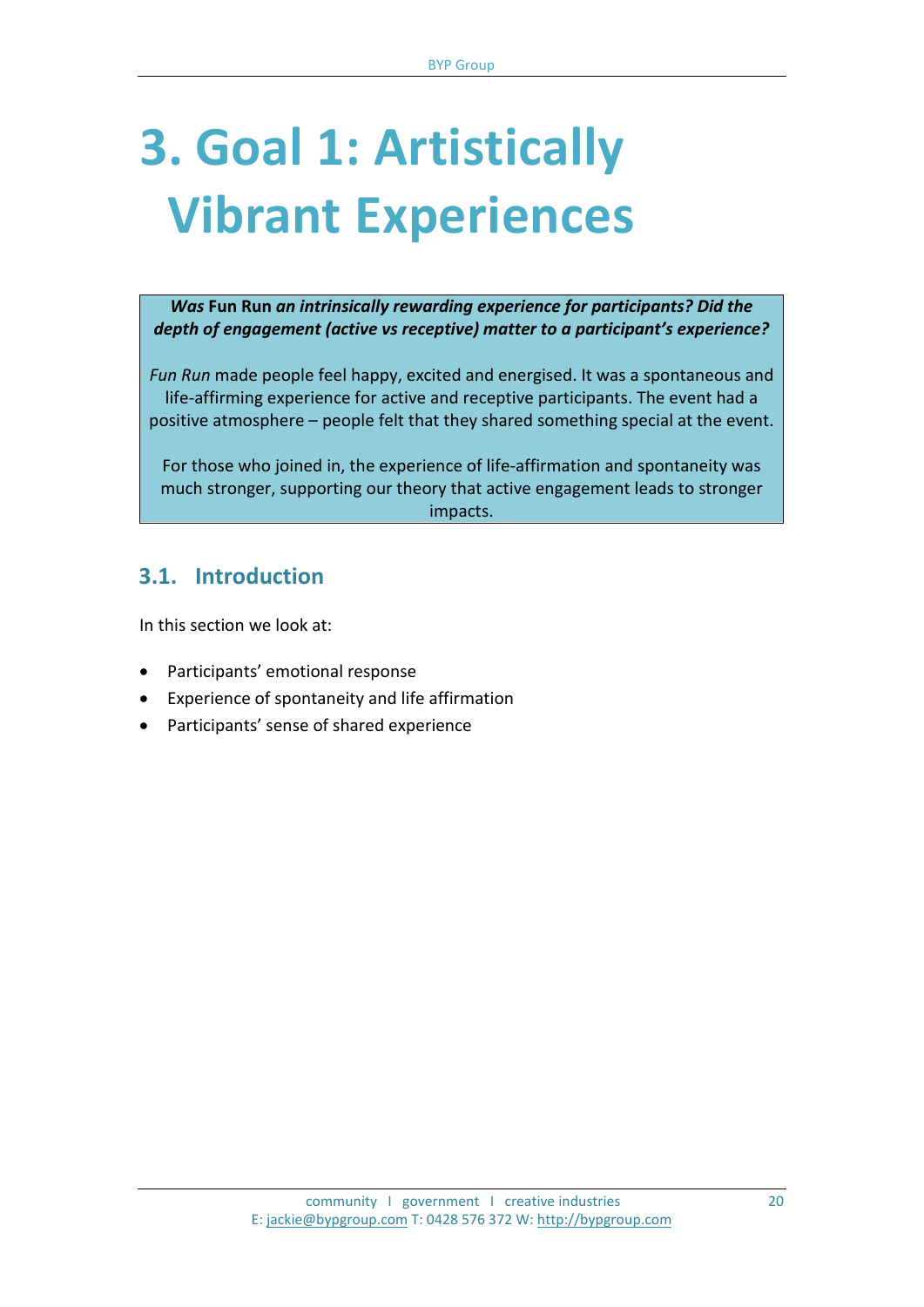# 3. Goal 1: Artistically Vibrant Experiences

***Was* Fun Run *an intrinsically rewarding experience for participants? Did the depth of engagement (active vs receptive) matter to a participant's experience?***

*Fun Run* made people feel happy, excited and energised. It was a spontaneous and life-affirming experience for active and receptive participants. The event had a positive atmosphere – people felt that they shared something special at the event.

For those who joined in, the experience of life-affirmation and spontaneity was much stronger, supporting our theory that active engagement leads to stronger impacts.

## 3.1. Introduction

In this section we look at:

- Participants' emotional response
- Experience of spontaneity and life affirmation
- Participants' sense of shared experience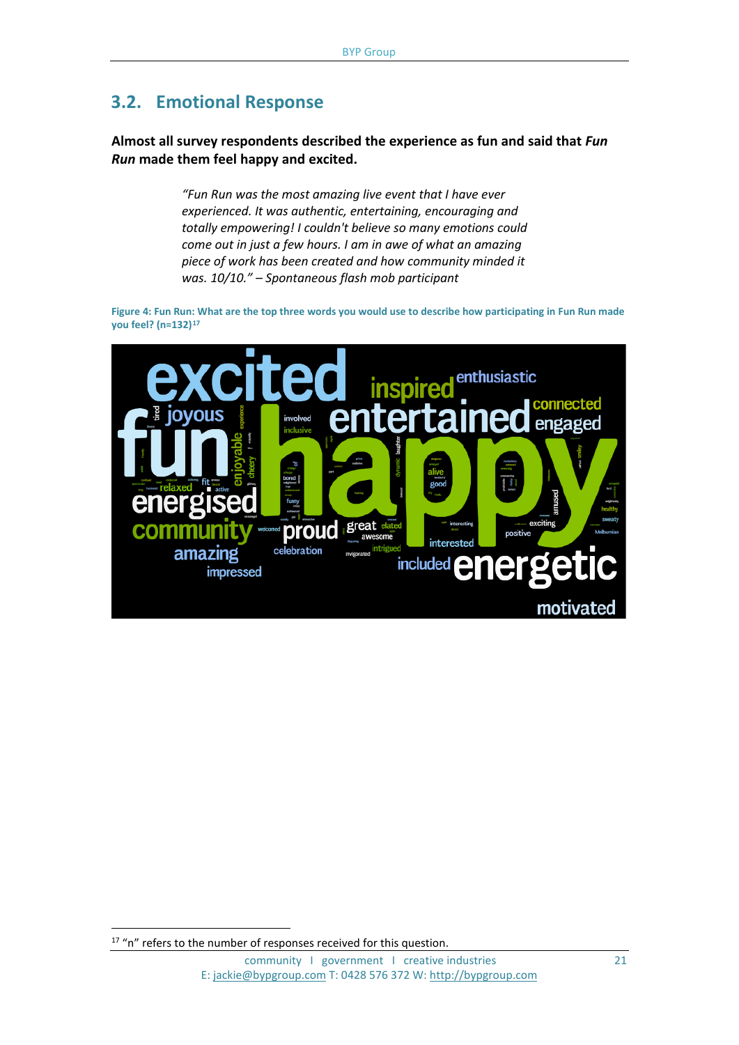## 3.2. Emotional Response

**Almost all survey respondents described the experience as fun and said that *Fun Run* made them feel happy and excited.**

> *"Fun Run was the most amazing live event that I have ever experienced. It was authentic, entertaining, encouraging and totally empowering! I couldn't believe so many emotions could come out in just a few hours. I am in awe of what an amazing piece of work has been created and how community minded it was. 10/10." – Spontaneous flash mob participant*

**Figure 4: Fun Run: What are the top three words you would use to describe how participating in Fun Run made you feel? (n=132)**[17]

[17] "n" refers to the number of responses received for this question.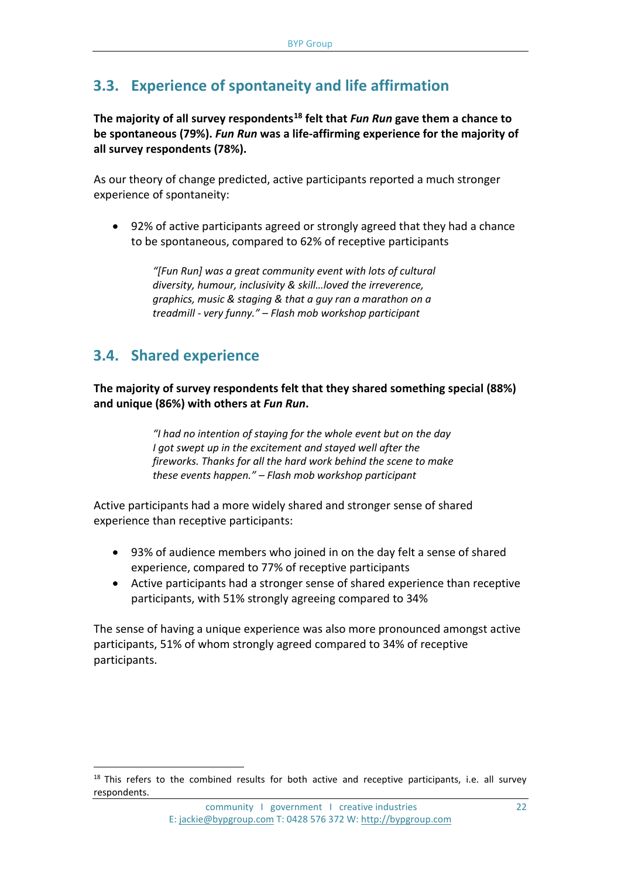## 3.3. Experience of spontaneity and life affirmation

**The majority of all survey respondents[18] felt that *Fun Run* gave them a chance to be spontaneous (79%). *Fun Run* was a life-affirming experience for the majority of all survey respondents (78%).**

As our theory of change predicted, active participants reported a much stronger experience of spontaneity:

- 92% of active participants agreed or strongly agreed that they had a chance to be spontaneous, compared to 62% of receptive participants

> *"[Fun Run] was a great community event with lots of cultural diversity, humour, inclusivity & skill…loved the irreverence, graphics, music & staging & that a guy ran a marathon on a treadmill - very funny." – Flash mob workshop participant*

## 3.4. Shared experience

**The majority of survey respondents felt that they shared something special (88%) and unique (86%) with others at *Fun Run*.**

> *"I had no intention of staying for the whole event but on the day I got swept up in the excitement and stayed well after the fireworks. Thanks for all the hard work behind the scene to make these events happen." – Flash mob workshop participant*

Active participants had a more widely shared and stronger sense of shared experience than receptive participants:

- 93% of audience members who joined in on the day felt a sense of shared experience, compared to 77% of receptive participants
- Active participants had a stronger sense of shared experience than receptive participants, with 51% strongly agreeing compared to 34%

The sense of having a unique experience was also more pronounced amongst active participants, 51% of whom strongly agreed compared to 34% of receptive participants.

[18] This refers to the combined results for both active and receptive participants, i.e. all survey respondents.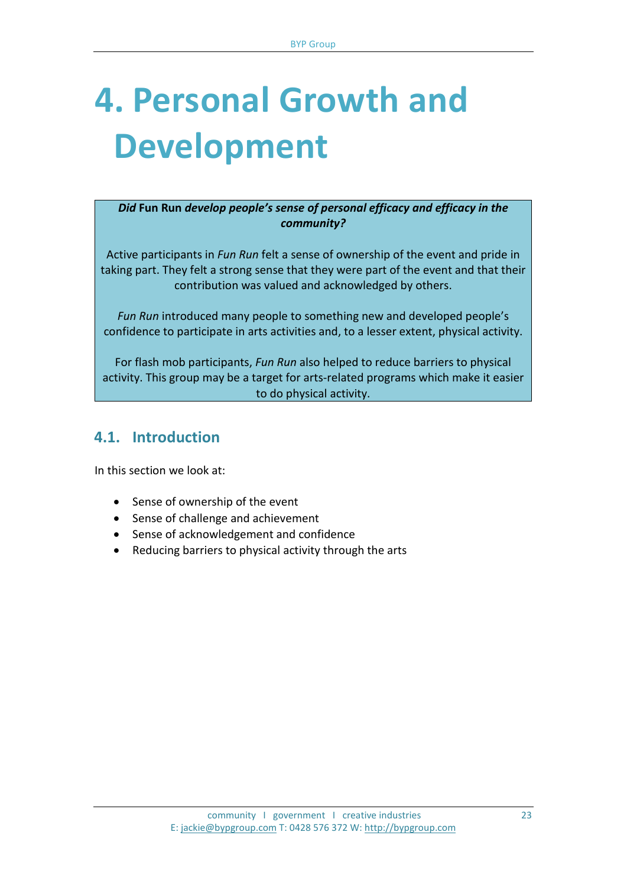# 4. Personal Growth and Development

***Did* Fun Run *develop people's sense of personal efficacy and efficacy in the community?***

Active participants in *Fun Run* felt a sense of ownership of the event and pride in taking part. They felt a strong sense that they were part of the event and that their contribution was valued and acknowledged by others.

*Fun Run* introduced many people to something new and developed people's confidence to participate in arts activities and, to a lesser extent, physical activity.

For flash mob participants, *Fun Run* also helped to reduce barriers to physical activity. This group may be a target for arts-related programs which make it easier to do physical activity.

## 4.1. Introduction

In this section we look at:

- Sense of ownership of the event
- Sense of challenge and achievement
- Sense of acknowledgement and confidence
- Reducing barriers to physical activity through the arts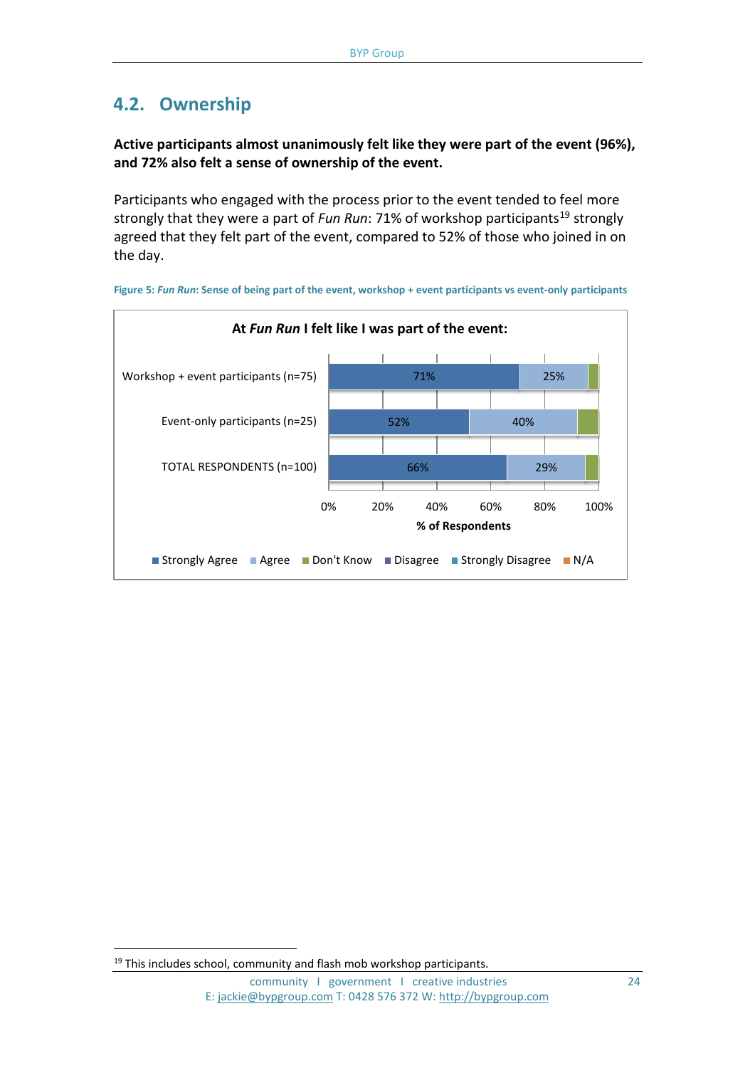## 4.2. Ownership

**Active participants almost unanimously felt like they were part of the event (96%), and 72% also felt a sense of ownership of the event.**

Participants who engaged with the process prior to the event tended to feel more strongly that they were a part of *Fun Run*: 71% of workshop participants[19] strongly agreed that they felt part of the event, compared to 52% of those who joined in on the day.

Figure 5: *Fun Run*: Sense of being part of the event, workshop + event participants vs event-only participants

**At *Fun Run* I felt like I was part of the event:**

| | Strongly Agree | Agree |
|---|---|---|
| Workshop + event participants (n=75) | 71% | 25% |
| Event-only participants (n=25) | 52% | 40% |
| TOTAL RESPONDENTS (n=100) | 66% | 29% |

% of Respondents

Legend: Strongly Agree, Agree, Don't Know, Disagree, Strongly Disagree, N/A

[19] This includes school, community and flash mob workshop participants.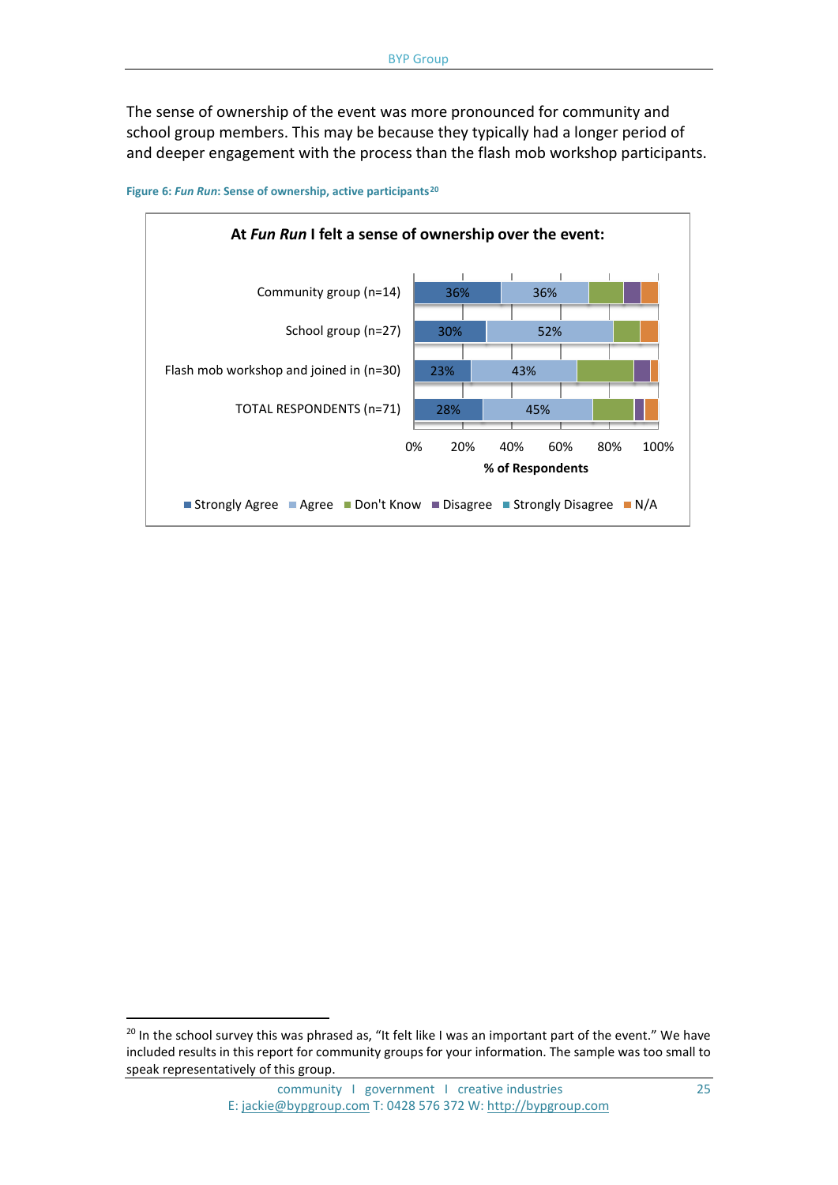The sense of ownership of the event was more pronounced for community and school group members. This may be because they typically had a longer period of and deeper engagement with the process than the flash mob workshop participants.

**Figure 6: *Fun Run*: Sense of ownership, active participants[20]**

**At *Fun Run* I felt a sense of ownership over the event:**

| | Strongly Agree | Agree |
|---|---|---|
| Community group (n=14) | 36% | 36% |
| School group (n=27) | 30% | 52% |
| Flash mob workshop and joined in (n=30) | 23% | 43% |
| TOTAL RESPONDENTS (n=71) | 28% | 45% |

% of Respondents

Strongly Agree, Agree, Don't Know, Disagree, Strongly Disagree, N/A

[20] In the school survey this was phrased as, "It felt like I was an important part of the event." We have included results in this report for community groups for your information. The sample was too small to speak representatively of this group.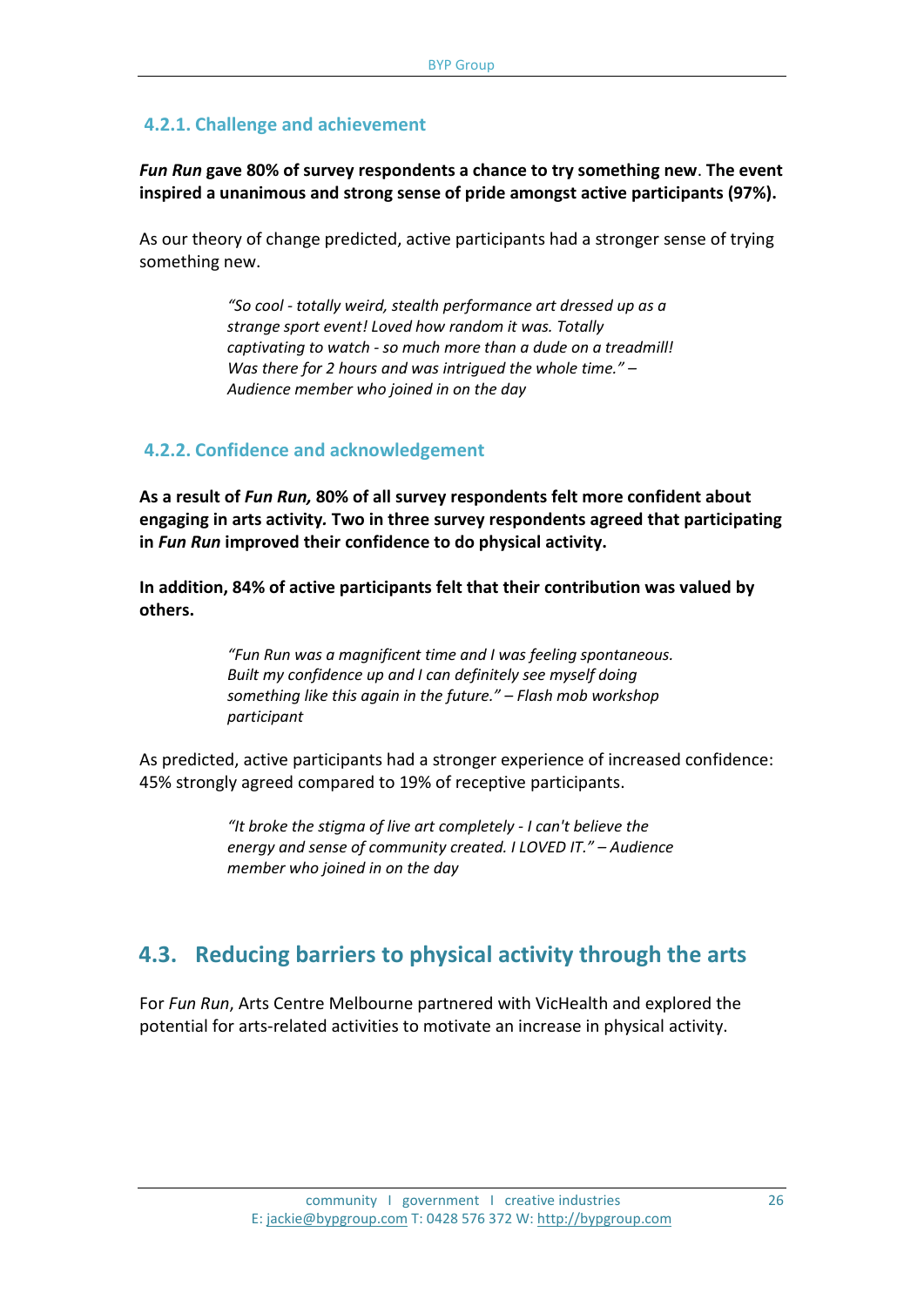#### 4.2.1. Challenge and achievement

***Fun Run* gave 80% of survey respondents a chance to try something new. The event inspired a unanimous and strong sense of pride amongst active participants (97%).**

As our theory of change predicted, active participants had a stronger sense of trying something new.

> *"So cool - totally weird, stealth performance art dressed up as a strange sport event! Loved how random it was. Totally captivating to watch - so much more than a dude on a treadmill! Was there for 2 hours and was intrigued the whole time." – Audience member who joined in on the day*

#### 4.2.2. Confidence and acknowledgement

**As a result of *Fun Run,* 80% of all survey respondents felt more confident about engaging in arts activity. Two in three survey respondents agreed that participating in *Fun Run* improved their confidence to do physical activity.**

**In addition, 84% of active participants felt that their contribution was valued by others.**

> *"Fun Run was a magnificent time and I was feeling spontaneous. Built my confidence up and I can definitely see myself doing something like this again in the future." – Flash mob workshop participant*

As predicted, active participants had a stronger experience of increased confidence: 45% strongly agreed compared to 19% of receptive participants.

> *"It broke the stigma of live art completely - I can't believe the energy and sense of community created. I LOVED IT." – Audience member who joined in on the day*

## 4.3. Reducing barriers to physical activity through the arts

For *Fun Run*, Arts Centre Melbourne partnered with VicHealth and explored the potential for arts-related activities to motivate an increase in physical activity.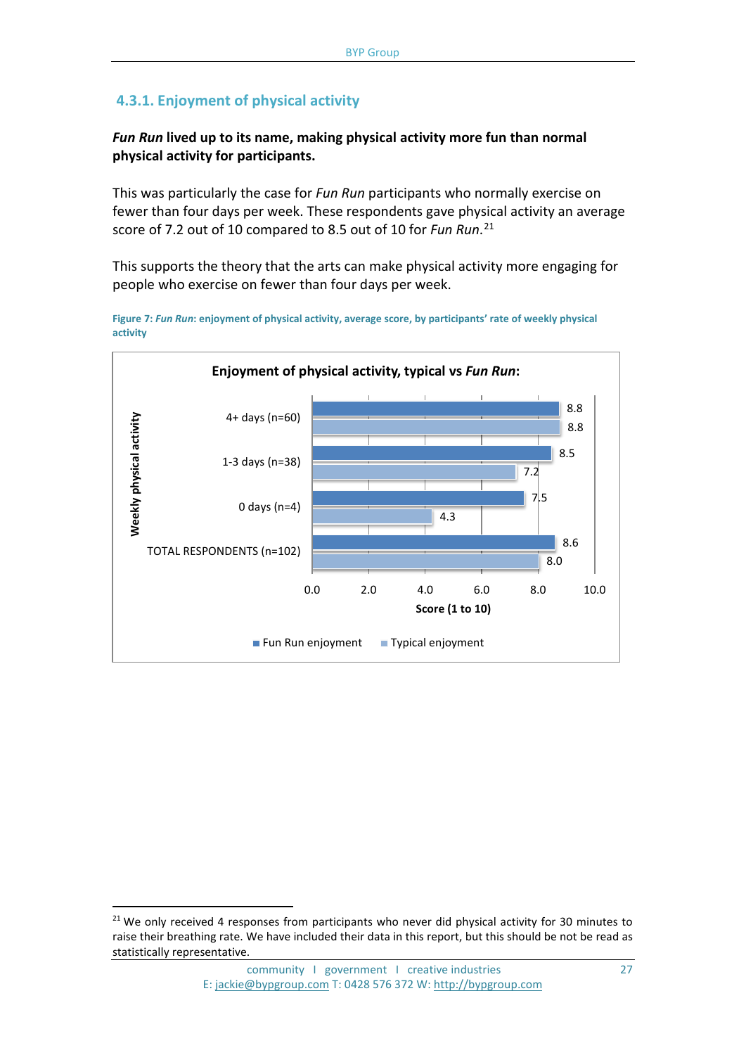### 4.3.1. Enjoyment of physical activity

***Fun Run*** **lived up to its name, making physical activity more fun than normal physical activity for participants.**

This was particularly the case for *Fun Run* participants who normally exercise on fewer than four days per week. These respondents gave physical activity an average score of 7.2 out of 10 compared to 8.5 out of 10 for *Fun Run*.[21]

This supports the theory that the arts can make physical activity more engaging for people who exercise on fewer than four days per week.

**Figure 7: *Fun Run*: enjoyment of physical activity, average score, by participants' rate of weekly physical activity**

**Enjoyment of physical activity, typical vs *Fun Run*:**

| Weekly physical activity | Fun Run enjoyment | Typical enjoyment |
|---|---|---|
| 4+ days (n=60) | 8.8 | 8.8 |
| 1-3 days (n=38) | 8.5 | 7.2 |
| 0 days (n=4) | 7.5 | 4.3 |
| TOTAL RESPONDENTS (n=102) | 8.6 | 8.0 |

Score (1 to 10)

[21] We only received 4 responses from participants who never did physical activity for 30 minutes to raise their breathing rate. We have included their data in this report, but this should be not be read as statistically representative.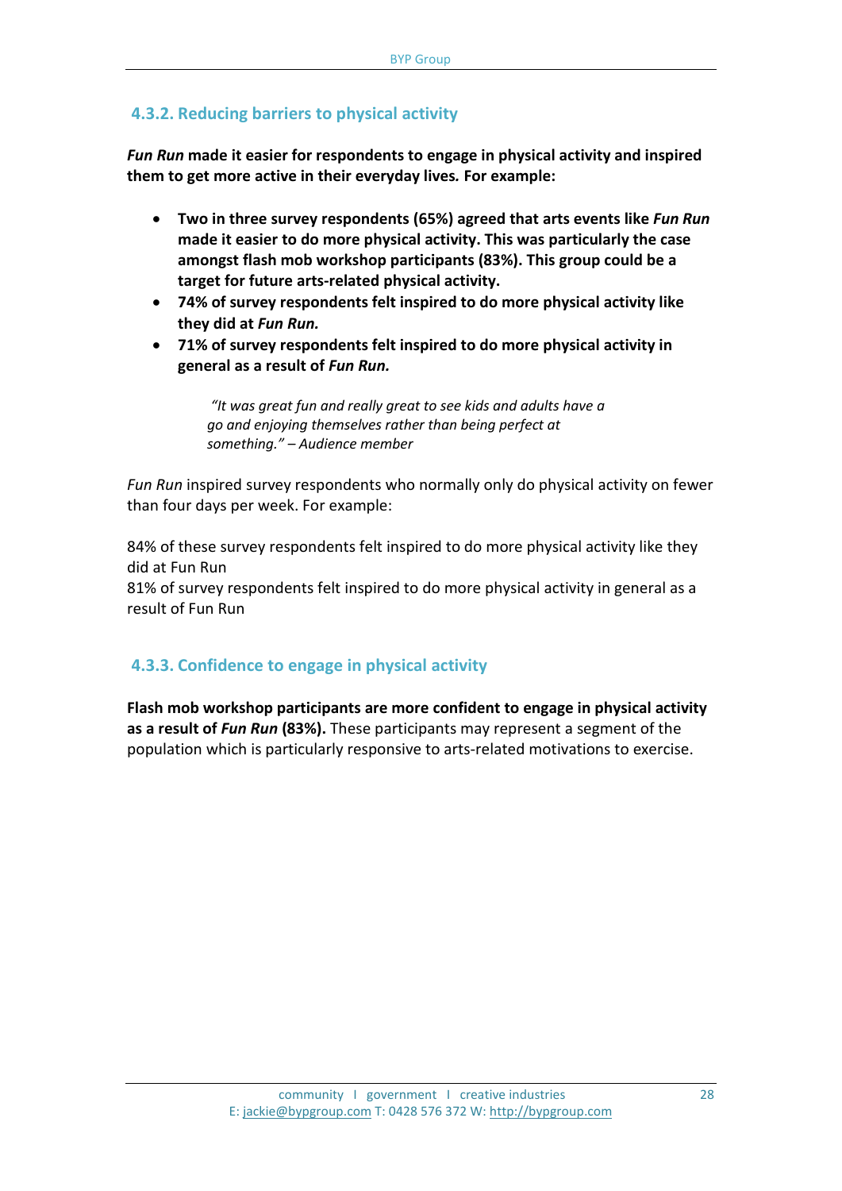### 4.3.2. Reducing barriers to physical activity

***Fun Run* made it easier for respondents to engage in physical activity and inspired them to get more active in their everyday lives. For example:**

- **Two in three survey respondents (65%) agreed that arts events like *Fun Run* made it easier to do more physical activity. This was particularly the case amongst flash mob workshop participants (83%). This group could be a target for future arts-related physical activity.**
- **74% of survey respondents felt inspired to do more physical activity like they did at *Fun Run.***
- **71% of survey respondents felt inspired to do more physical activity in general as a result of *Fun Run.***

> *"It was great fun and really great to see kids and adults have a go and enjoying themselves rather than being perfect at something." – Audience member*

*Fun Run* inspired survey respondents who normally only do physical activity on fewer than four days per week. For example:

84% of these survey respondents felt inspired to do more physical activity like they did at Fun Run
81% of survey respondents felt inspired to do more physical activity in general as a result of Fun Run

### 4.3.3. Confidence to engage in physical activity

**Flash mob workshop participants are more confident to engage in physical activity as a result of *Fun Run* (83%).** These participants may represent a segment of the population which is particularly responsive to arts-related motivations to exercise.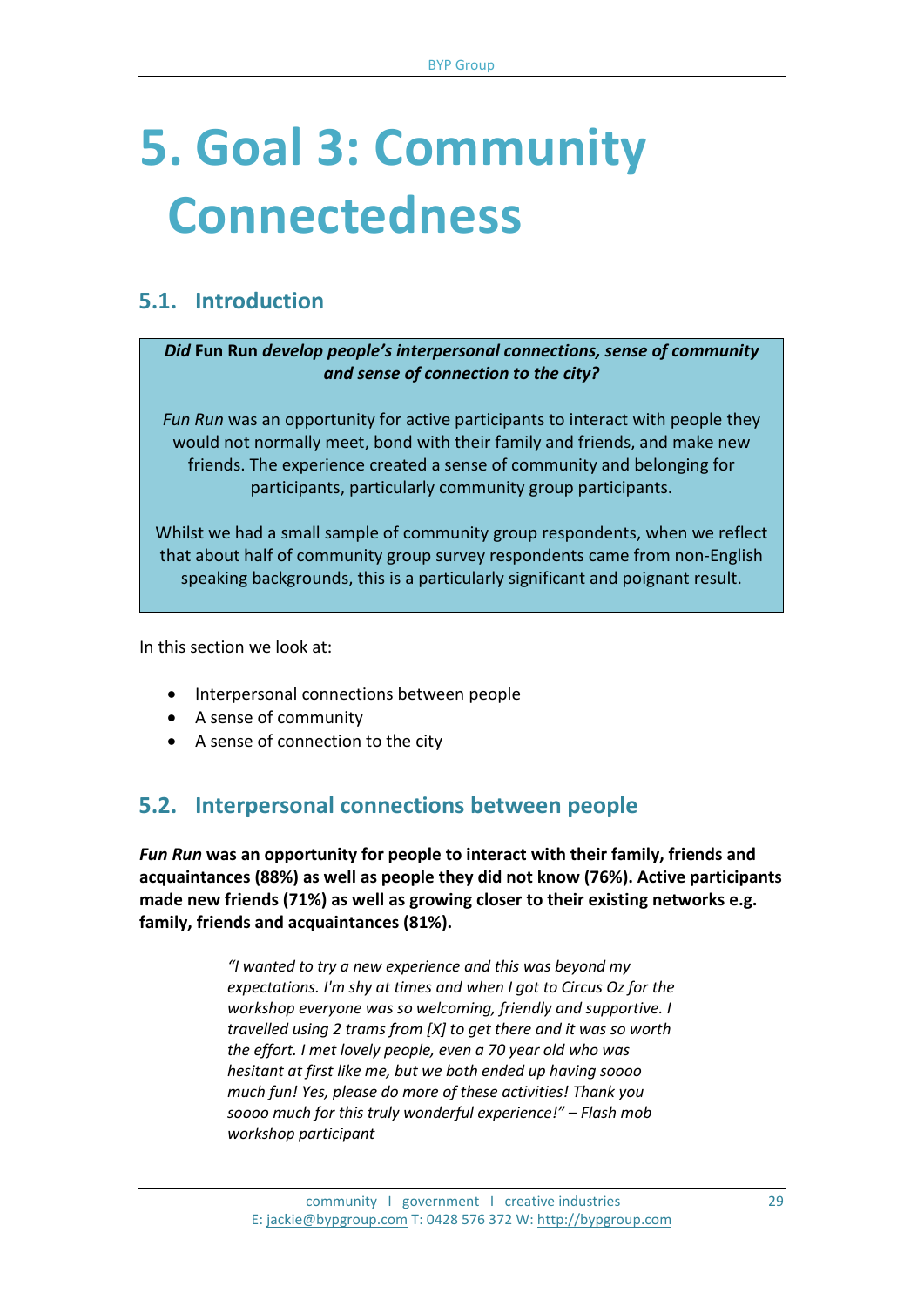# 5. Goal 3: Community Connectedness

## 5.1. Introduction

> ***Did*** **Fun Run** ***develop people's interpersonal connections, sense of community and sense of connection to the city?***
>
> *Fun Run* was an opportunity for active participants to interact with people they would not normally meet, bond with their family and friends, and make new friends. The experience created a sense of community and belonging for participants, particularly community group participants.
>
> Whilst we had a small sample of community group respondents, when we reflect that about half of community group survey respondents came from non-English speaking backgrounds, this is a particularly significant and poignant result.

In this section we look at:

- Interpersonal connections between people
- A sense of community
- A sense of connection to the city

## 5.2. Interpersonal connections between people

***Fun Run*** **was an opportunity for people to interact with their family, friends and acquaintances (88%) as well as people they did not know (76%). Active participants made new friends (71%) as well as growing closer to their existing networks e.g. family, friends and acquaintances (81%).**

> *"I wanted to try a new experience and this was beyond my expectations. I'm shy at times and when I got to Circus Oz for the workshop everyone was so welcoming, friendly and supportive. I travelled using 2 trams from [X] to get there and it was so worth the effort. I met lovely people, even a 70 year old who was hesitant at first like me, but we both ended up having soooo much fun! Yes, please do more of these activities! Thank you soooo much for this truly wonderful experience!" – Flash mob workshop participant*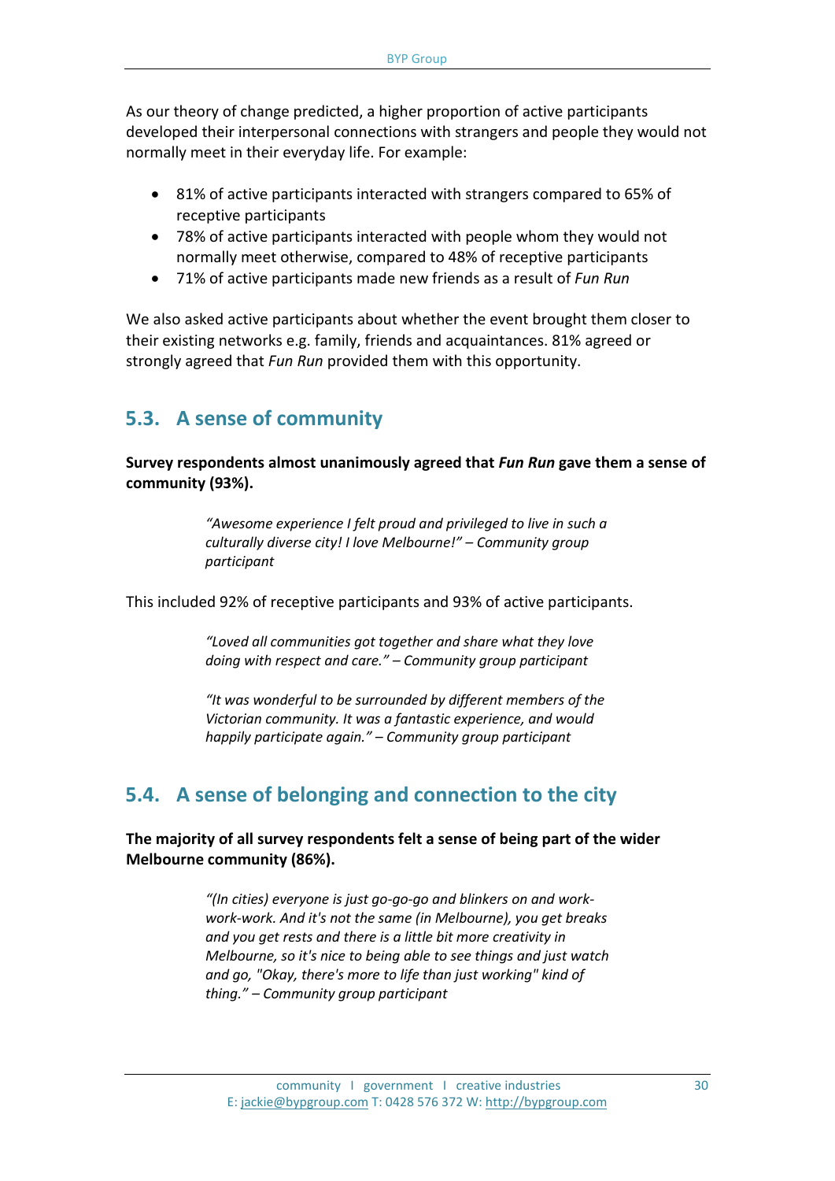As our theory of change predicted, a higher proportion of active participants developed their interpersonal connections with strangers and people they would not normally meet in their everyday life. For example:

- 81% of active participants interacted with strangers compared to 65% of receptive participants
- 78% of active participants interacted with people whom they would not normally meet otherwise, compared to 48% of receptive participants
- 71% of active participants made new friends as a result of *Fun Run*

We also asked active participants about whether the event brought them closer to their existing networks e.g. family, friends and acquaintances. 81% agreed or strongly agreed that *Fun Run* provided them with this opportunity.

## 5.3. A sense of community

**Survey respondents almost unanimously agreed that *Fun Run* gave them a sense of community (93%).**

> *"Awesome experience I felt proud and privileged to live in such a culturally diverse city! I love Melbourne!" – Community group participant*

This included 92% of receptive participants and 93% of active participants.

> *"Loved all communities got together and share what they love doing with respect and care." – Community group participant*

> *"It was wonderful to be surrounded by different members of the Victorian community. It was a fantastic experience, and would happily participate again." – Community group participant*

## 5.4. A sense of belonging and connection to the city

**The majority of all survey respondents felt a sense of being part of the wider Melbourne community (86%).**

> *"(In cities) everyone is just go-go-go and blinkers on and work-work-work. And it's not the same (in Melbourne), you get breaks and you get rests and there is a little bit more creativity in Melbourne, so it's nice to being able to see things and just watch and go, "Okay, there's more to life than just working" kind of thing." – Community group participant*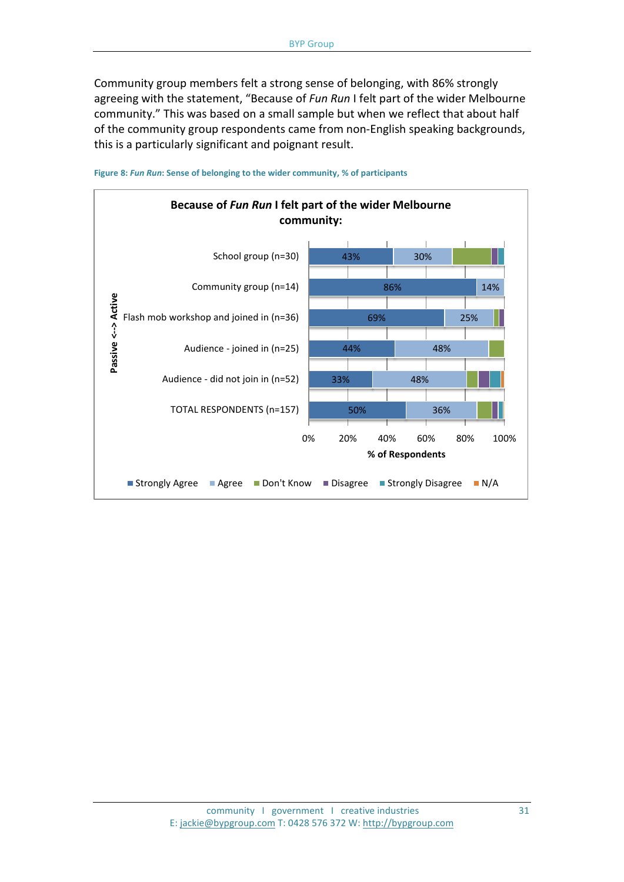Community group members felt a strong sense of belonging, with 86% strongly agreeing with the statement, "Because of *Fun Run* I felt part of the wider Melbourne community." This was based on a small sample but when we reflect that about half of the community group respondents came from non-English speaking backgrounds, this is a particularly significant and poignant result.

**Figure 8: *Fun Run*: Sense of belonging to the wider community, % of participants**

**Because of *Fun Run* I felt part of the wider Melbourne community:**

| Passive <--> Active | Strongly Agree | Agree |
|---|---|---|
| School group (n=30) | 43% | 30% |
| Community group (n=14) | 86% | 14% |
| Flash mob workshop and joined in (n=36) | 69% | 25% |
| Audience - joined in (n=25) | 44% | 48% |
| Audience - did not join in (n=52) | 33% | 48% |
| TOTAL RESPONDENTS (n=157) | 50% | 36% |

% of Respondents (0%–100%)

Legend: Strongly Agree, Agree, Don't Know, Disagree, Strongly Disagree, N/A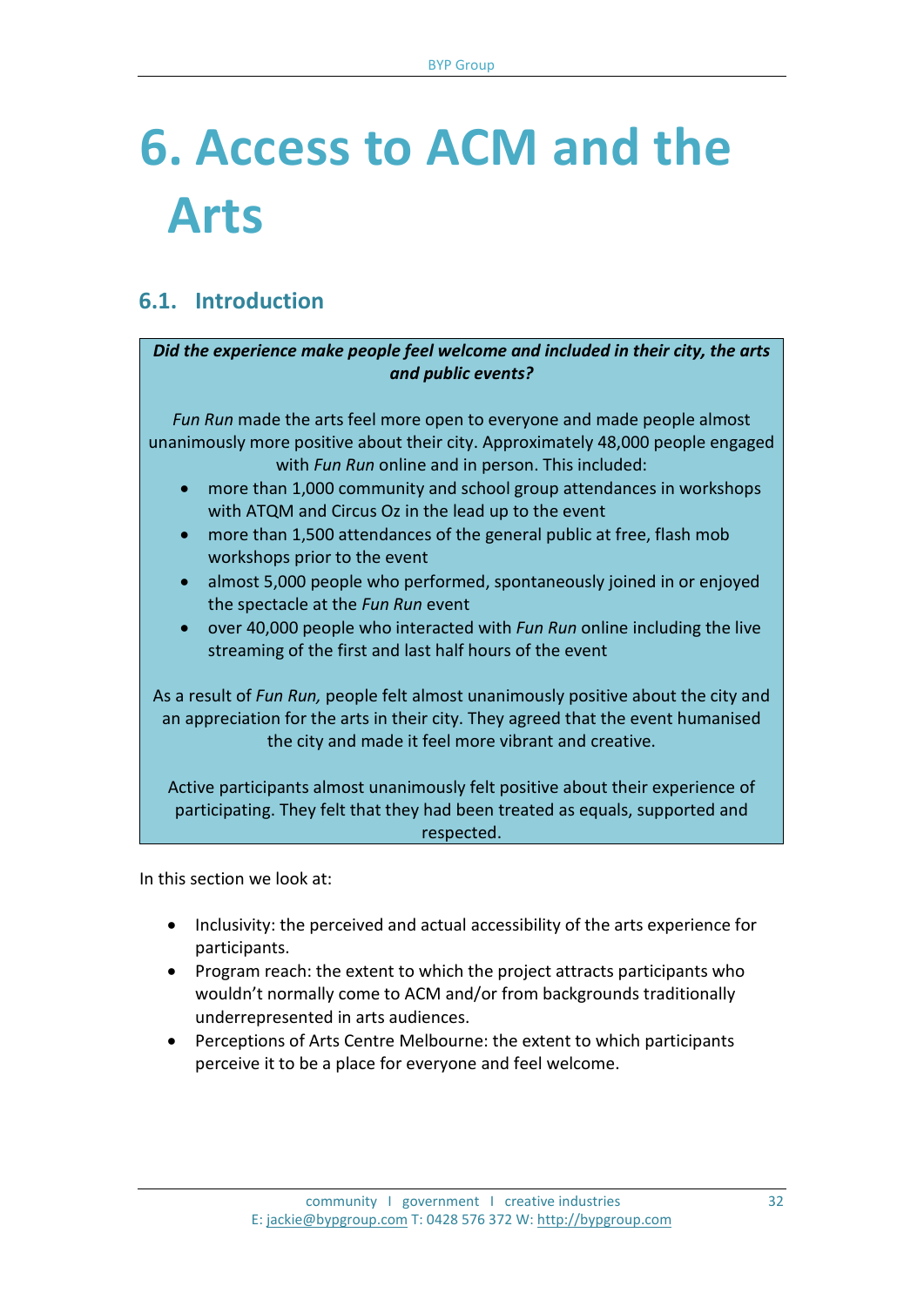# 6. Access to ACM and the Arts

## 6.1. Introduction

***Did the experience make people feel welcome and included in their city, the arts and public events?***

*Fun Run* made the arts feel more open to everyone and made people almost unanimously more positive about their city. Approximately 48,000 people engaged with *Fun Run* online and in person. This included:

- more than 1,000 community and school group attendances in workshops with ATQM and Circus Oz in the lead up to the event
- more than 1,500 attendances of the general public at free, flash mob workshops prior to the event
- almost 5,000 people who performed, spontaneously joined in or enjoyed the spectacle at the *Fun Run* event
- over 40,000 people who interacted with *Fun Run* online including the live streaming of the first and last half hours of the event

As a result of *Fun Run,* people felt almost unanimously positive about the city and an appreciation for the arts in their city. They agreed that the event humanised the city and made it feel more vibrant and creative.

Active participants almost unanimously felt positive about their experience of participating. They felt that they had been treated as equals, supported and respected.

In this section we look at:

- Inclusivity: the perceived and actual accessibility of the arts experience for participants.
- Program reach: the extent to which the project attracts participants who wouldn't normally come to ACM and/or from backgrounds traditionally underrepresented in arts audiences.
- Perceptions of Arts Centre Melbourne: the extent to which participants perceive it to be a place for everyone and feel welcome.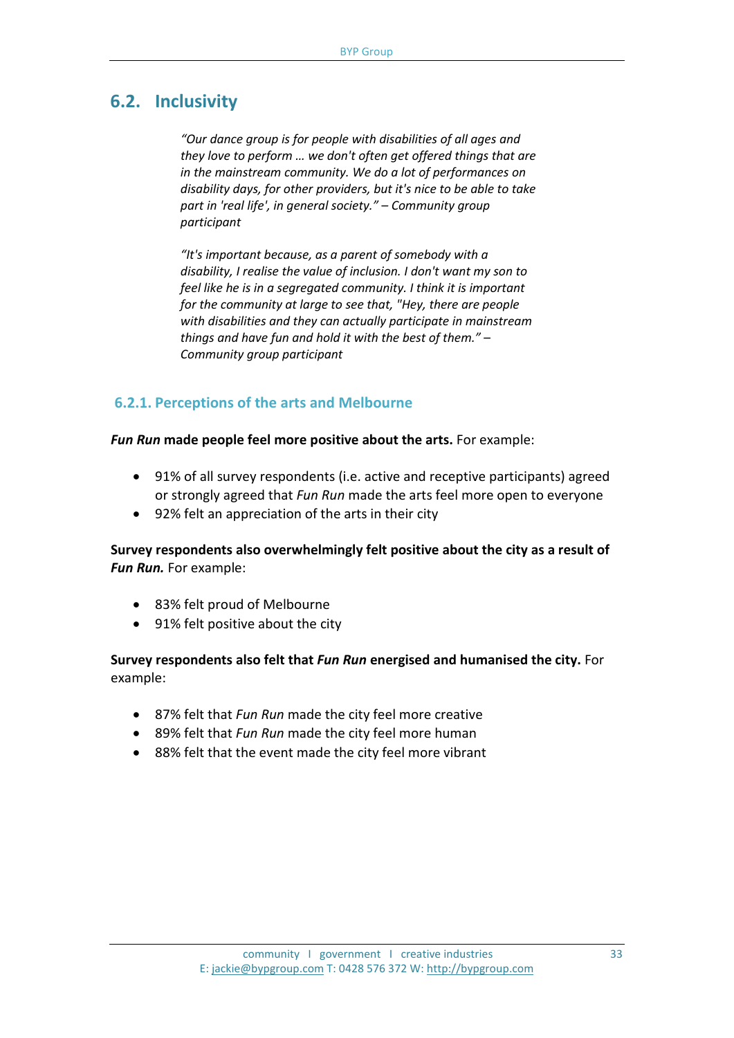## 6.2. Inclusivity

> *"Our dance group is for people with disabilities of all ages and they love to perform … we don't often get offered things that are in the mainstream community. We do a lot of performances on disability days, for other providers, but it's nice to be able to take part in 'real life', in general society." – Community group participant*

> *"It's important because, as a parent of somebody with a disability, I realise the value of inclusion. I don't want my son to feel like he is in a segregated community. I think it is important for the community at large to see that, "Hey, there are people with disabilities and they can actually participate in mainstream things and have fun and hold it with the best of them." – Community group participant*

### 6.2.1. Perceptions of the arts and Melbourne

***Fun Run* made people feel more positive about the arts.** For example:

- 91% of all survey respondents (i.e. active and receptive participants) agreed or strongly agreed that *Fun Run* made the arts feel more open to everyone
- 92% felt an appreciation of the arts in their city

**Survey respondents also overwhelmingly felt positive about the city as a result of *Fun Run.*** For example:

- 83% felt proud of Melbourne
- 91% felt positive about the city

**Survey respondents also felt that *Fun Run* energised and humanised the city.** For example:

- 87% felt that *Fun Run* made the city feel more creative
- 89% felt that *Fun Run* made the city feel more human
- 88% felt that the event made the city feel more vibrant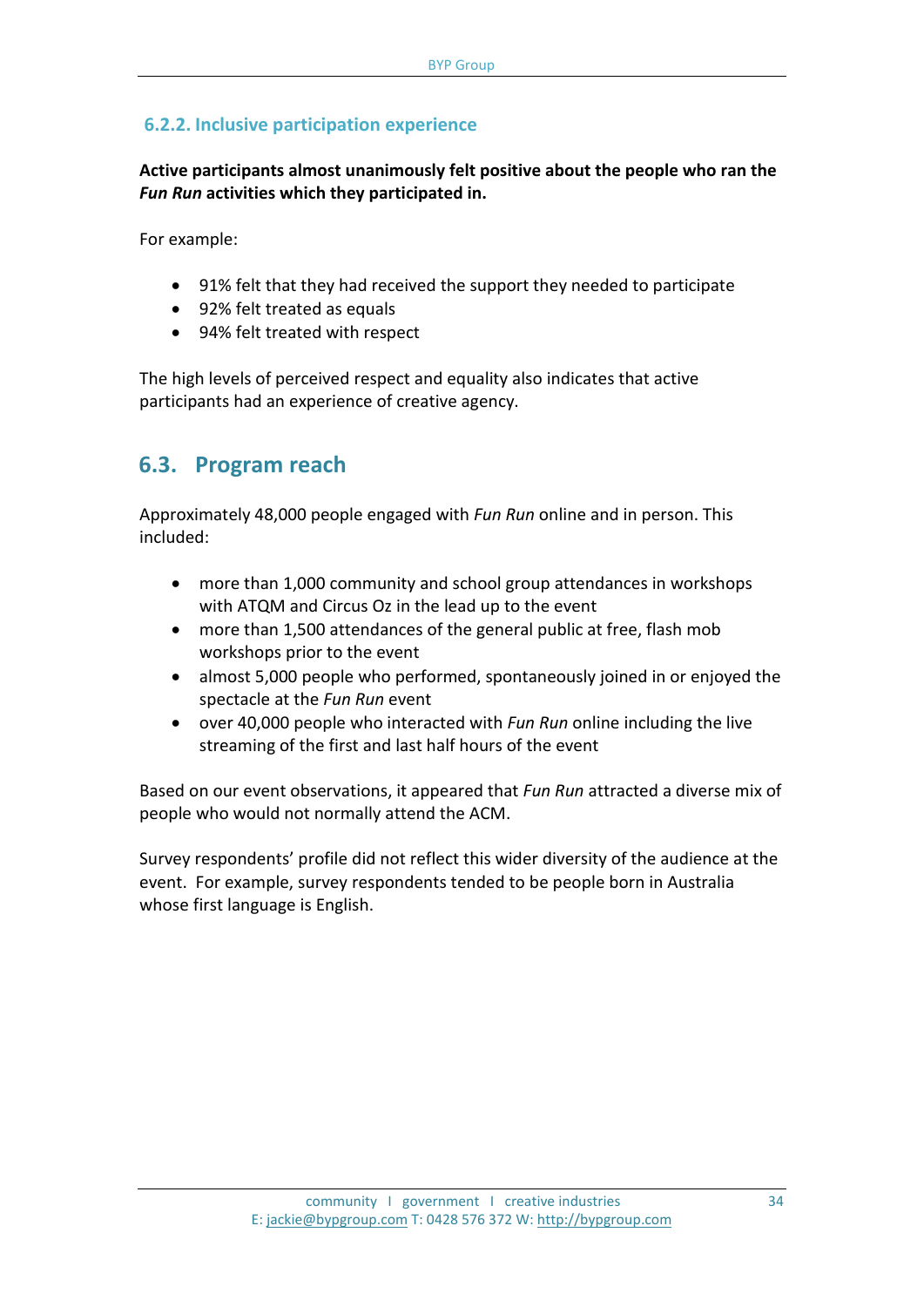### 6.2.2. Inclusive participation experience

**Active participants almost unanimously felt positive about the people who ran the *Fun Run* activities which they participated in.**

For example:

- 91% felt that they had received the support they needed to participate
- 92% felt treated as equals
- 94% felt treated with respect

The high levels of perceived respect and equality also indicates that active participants had an experience of creative agency.

## 6.3. Program reach

Approximately 48,000 people engaged with *Fun Run* online and in person. This included:

- more than 1,000 community and school group attendances in workshops with ATQM and Circus Oz in the lead up to the event
- more than 1,500 attendances of the general public at free, flash mob workshops prior to the event
- almost 5,000 people who performed, spontaneously joined in or enjoyed the spectacle at the *Fun Run* event
- over 40,000 people who interacted with *Fun Run* online including the live streaming of the first and last half hours of the event

Based on our event observations, it appeared that *Fun Run* attracted a diverse mix of people who would not normally attend the ACM.

Survey respondents' profile did not reflect this wider diversity of the audience at the event. For example, survey respondents tended to be people born in Australia whose first language is English.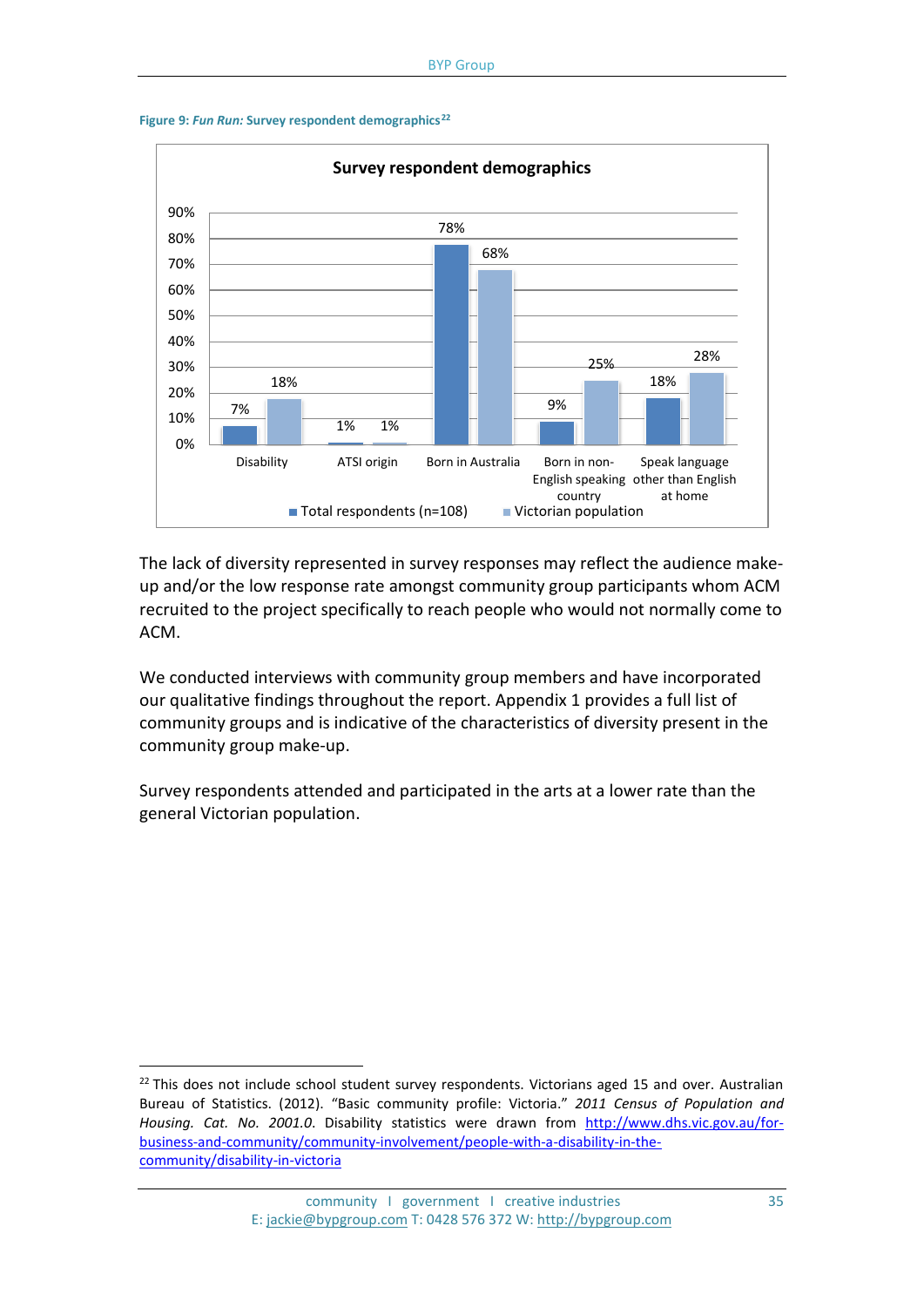**Figure 9: *Fun Run:* Survey respondent demographics**[22]

**Survey respondent demographics**

| | Total respondents (n=108) | Victorian population |
|---|---|---|
| Disability | 7% | 18% |
| ATSI origin | 1% | 1% |
| Born in Australia | 78% | 68% |
| Born in non-English speaking country | 9% | 25% |
| Speak language other than English at home | 18% | 28% |

The lack of diversity represented in survey responses may reflect the audience make-up and/or the low response rate amongst community group participants whom ACM recruited to the project specifically to reach people who would not normally come to ACM.

We conducted interviews with community group members and have incorporated our qualitative findings throughout the report. Appendix 1 provides a full list of community groups and is indicative of the characteristics of diversity present in the community group make-up.

Survey respondents attended and participated in the arts at a lower rate than the general Victorian population.

---

[22] This does not include school student survey respondents. Victorians aged 15 and over. Australian Bureau of Statistics. (2012). "Basic community profile: Victoria." *2011 Census of Population and Housing. Cat. No. 2001.0*. Disability statistics were drawn from http://www.dhs.vic.gov.au/for-business-and-community/community-involvement/people-with-a-disability-in-the-community/disability-in-victoria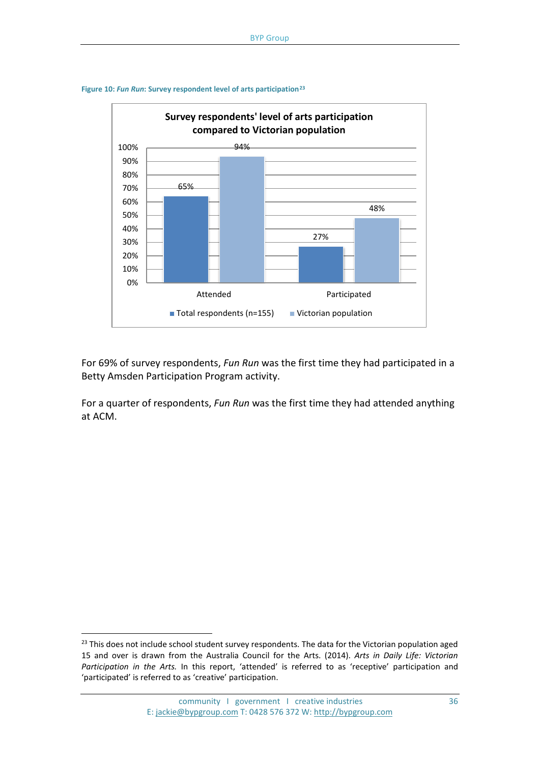**Figure 10: *Fun Run*: Survey respondent level of arts participation**[23]

| | Total respondents (n=155) | Victorian population |
|---|---|---|
| Attended | 65% | 94% |
| Participated | 27% | 48% |

For 69% of survey respondents, *Fun Run* was the first time they had participated in a Betty Amsden Participation Program activity.

For a quarter of respondents, *Fun Run* was the first time they had attended anything at ACM.

[23] This does not include school student survey respondents. The data for the Victorian population aged 15 and over is drawn from the Australia Council for the Arts. (2014). *Arts in Daily Life: Victorian Participation in the Arts.* In this report, 'attended' is referred to as 'receptive' participation and 'participated' is referred to as 'creative' participation.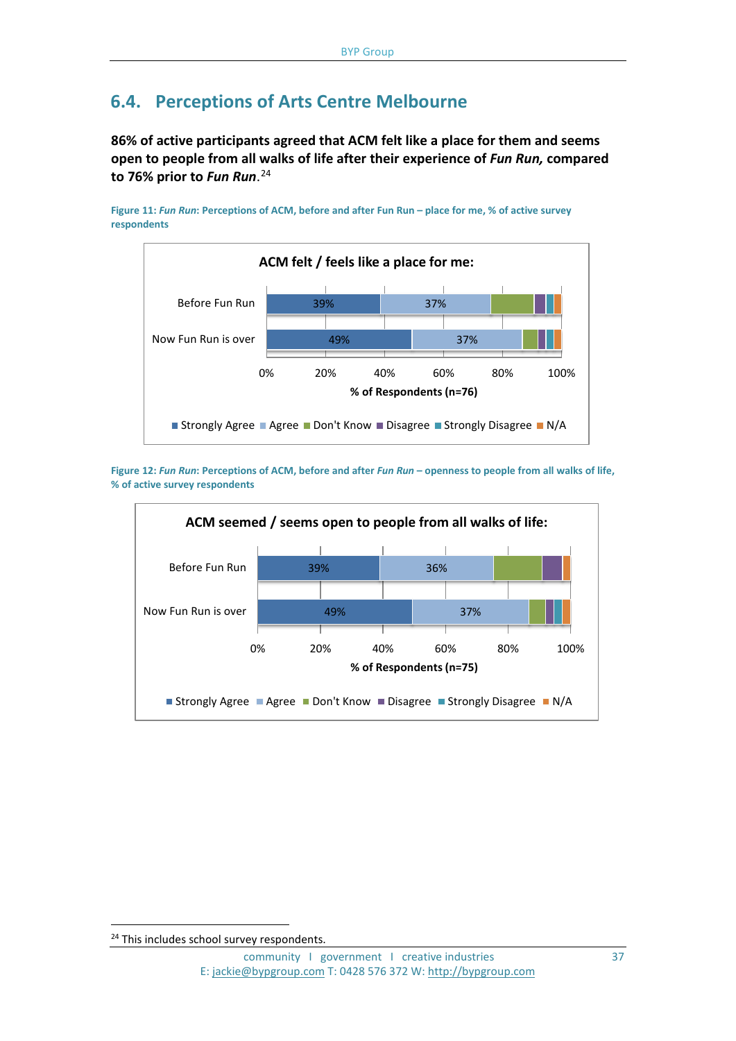## 6.4. Perceptions of Arts Centre Melbourne

**86% of active participants agreed that ACM felt like a place for them and seems open to people from all walks of life after their experience of *Fun Run,* compared to 76% prior to *Fun Run*.[24]**

Figure 11: *Fun Run*: Perceptions of ACM, before and after Fun Run – place for me, % of active survey respondents

**ACM felt / feels like a place for me:**

| | Strongly Agree | Agree |
|---|---|---|
| Before Fun Run | 39% | 37% |
| Now Fun Run is over | 49% | 37% |

% of Respondents (n=76)

Strongly Agree, Agree, Don't Know, Disagree, Strongly Disagree, N/A

Figure 12: *Fun Run*: Perceptions of ACM, before and after *Fun Run* – openness to people from all walks of life, % of active survey respondents

**ACM seemed / seems open to people from all walks of life:**

| | Strongly Agree | Agree |
|---|---|---|
| Before Fun Run | 39% | 36% |
| Now Fun Run is over | 49% | 37% |

% of Respondents (n=75)

Strongly Agree, Agree, Don't Know, Disagree, Strongly Disagree, N/A

[24] This includes school survey respondents.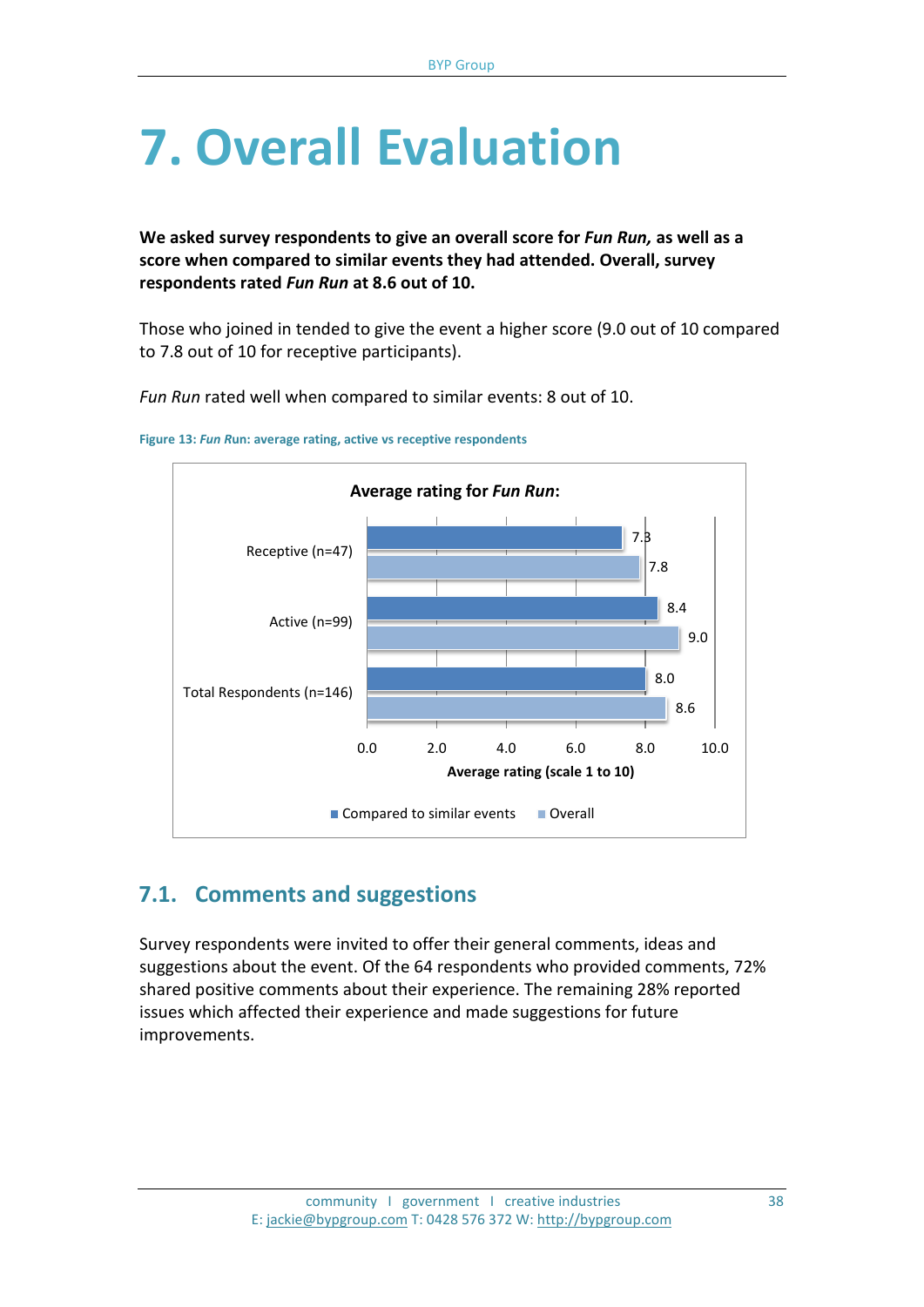# 7. Overall Evaluation

**We asked survey respondents to give an overall score for *Fun Run,* as well as a score when compared to similar events they had attended. Overall, survey respondents rated *Fun Run* at 8.6 out of 10.**

Those who joined in tended to give the event a higher score (9.0 out of 10 compared to 7.8 out of 10 for receptive participants).

*Fun Run* rated well when compared to similar events: 8 out of 10.

**Figure 13: *Fun R*un: average rating, active vs receptive respondents**

**Average rating for *Fun Run*:**

| | Compared to similar events | Overall |
|---|---|---|
| Receptive (n=47) | 7.3 | 7.8 |
| Active (n=99) | 8.4 | 9.0 |
| Total Respondents (n=146) | 8.0 | 8.6 |

Average rating (scale 1 to 10)

## 7.1. Comments and suggestions

Survey respondents were invited to offer their general comments, ideas and suggestions about the event. Of the 64 respondents who provided comments, 72% shared positive comments about their experience. The remaining 28% reported issues which affected their experience and made suggestions for future improvements.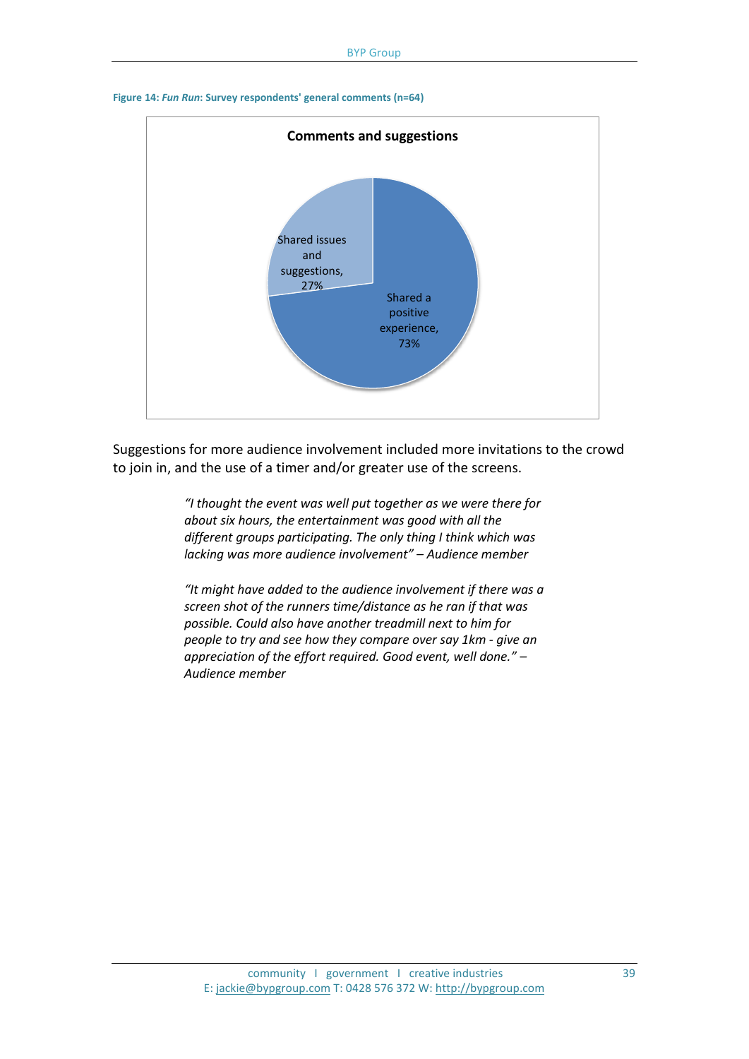**Figure 14: *Fun Run*: Survey respondents' general comments (n=64)**

**Comments and suggestions**

| Category | Percentage |
| --- | --- |
| Shared a positive experience | 73% |
| Shared issues and suggestions | 27% |

Suggestions for more audience involvement included more invitations to the crowd to join in, and the use of a timer and/or greater use of the screens.

> *"I thought the event was well put together as we were there for about six hours, the entertainment was good with all the different groups participating. The only thing I think which was lacking was more audience involvement" – Audience member*

> *"It might have added to the audience involvement if there was a screen shot of the runners time/distance as he ran if that was possible. Could also have another treadmill next to him for people to try and see how they compare over say 1km - give an appreciation of the effort required. Good event, well done." – Audience member*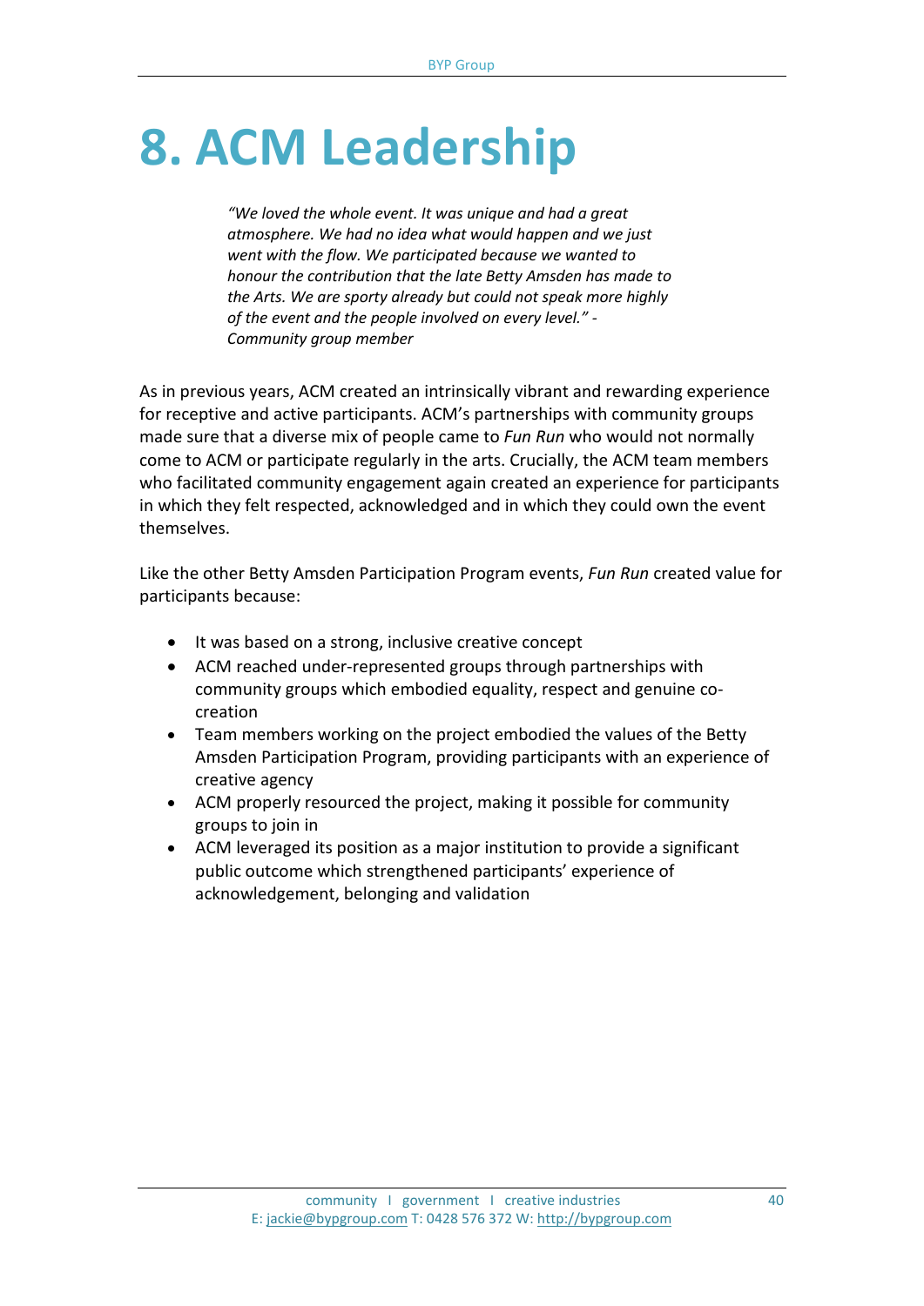# 8. ACM Leadership

> *"We loved the whole event. It was unique and had a great atmosphere. We had no idea what would happen and we just went with the flow. We participated because we wanted to honour the contribution that the late Betty Amsden has made to the Arts. We are sporty already but could not speak more highly of the event and the people involved on every level." - Community group member*

As in previous years, ACM created an intrinsically vibrant and rewarding experience for receptive and active participants. ACM's partnerships with community groups made sure that a diverse mix of people came to *Fun Run* who would not normally come to ACM or participate regularly in the arts. Crucially, the ACM team members who facilitated community engagement again created an experience for participants in which they felt respected, acknowledged and in which they could own the event themselves.

Like the other Betty Amsden Participation Program events, *Fun Run* created value for participants because:

- It was based on a strong, inclusive creative concept
- ACM reached under-represented groups through partnerships with community groups which embodied equality, respect and genuine co-creation
- Team members working on the project embodied the values of the Betty Amsden Participation Program, providing participants with an experience of creative agency
- ACM properly resourced the project, making it possible for community groups to join in
- ACM leveraged its position as a major institution to provide a significant public outcome which strengthened participants' experience of acknowledgement, belonging and validation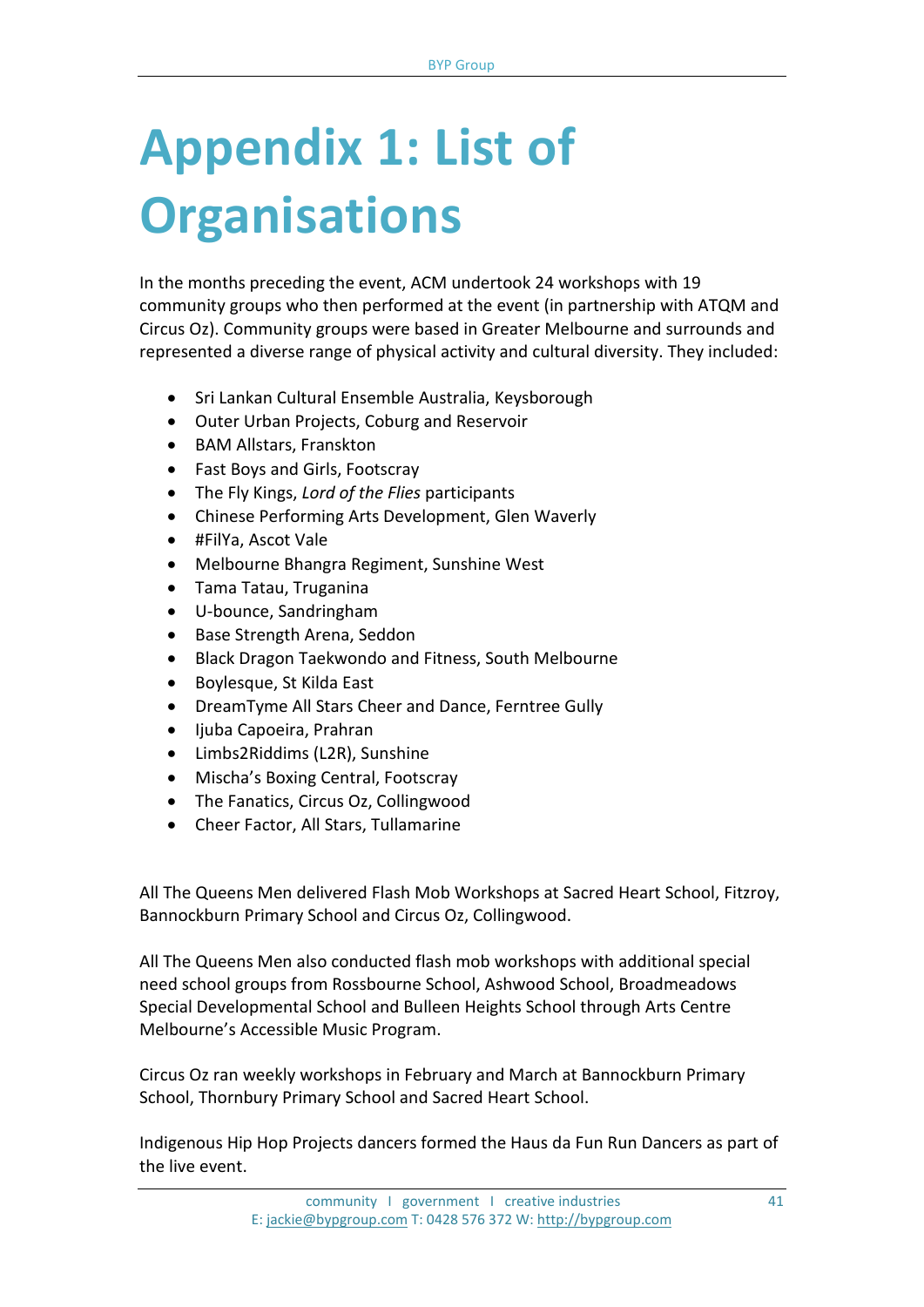# Appendix 1: List of Organisations

In the months preceding the event, ACM undertook 24 workshops with 19 community groups who then performed at the event (in partnership with ATQM and Circus Oz). Community groups were based in Greater Melbourne and surrounds and represented a diverse range of physical activity and cultural diversity. They included:

- Sri Lankan Cultural Ensemble Australia, Keysborough
- Outer Urban Projects, Coburg and Reservoir
- BAM Allstars, Franskton
- Fast Boys and Girls, Footscray
- The Fly Kings, *Lord of the Flies* participants
- Chinese Performing Arts Development, Glen Waverly
- #FilYa, Ascot Vale
- Melbourne Bhangra Regiment, Sunshine West
- Tama Tatau, Truganina
- U-bounce, Sandringham
- Base Strength Arena, Seddon
- Black Dragon Taekwondo and Fitness, South Melbourne
- Boylesque, St Kilda East
- DreamTyme All Stars Cheer and Dance, Ferntree Gully
- Ijuba Capoeira, Prahran
- Limbs2Riddims (L2R), Sunshine
- Mischa's Boxing Central, Footscray
- The Fanatics, Circus Oz, Collingwood
- Cheer Factor, All Stars, Tullamarine

All The Queens Men delivered Flash Mob Workshops at Sacred Heart School, Fitzroy, Bannockburn Primary School and Circus Oz, Collingwood.

All The Queens Men also conducted flash mob workshops with additional special need school groups from Rossbourne School, Ashwood School, Broadmeadows Special Developmental School and Bulleen Heights School through Arts Centre Melbourne's Accessible Music Program.

Circus Oz ran weekly workshops in February and March at Bannockburn Primary School, Thornbury Primary School and Sacred Heart School.

Indigenous Hip Hop Projects dancers formed the Haus da Fun Run Dancers as part of the live event.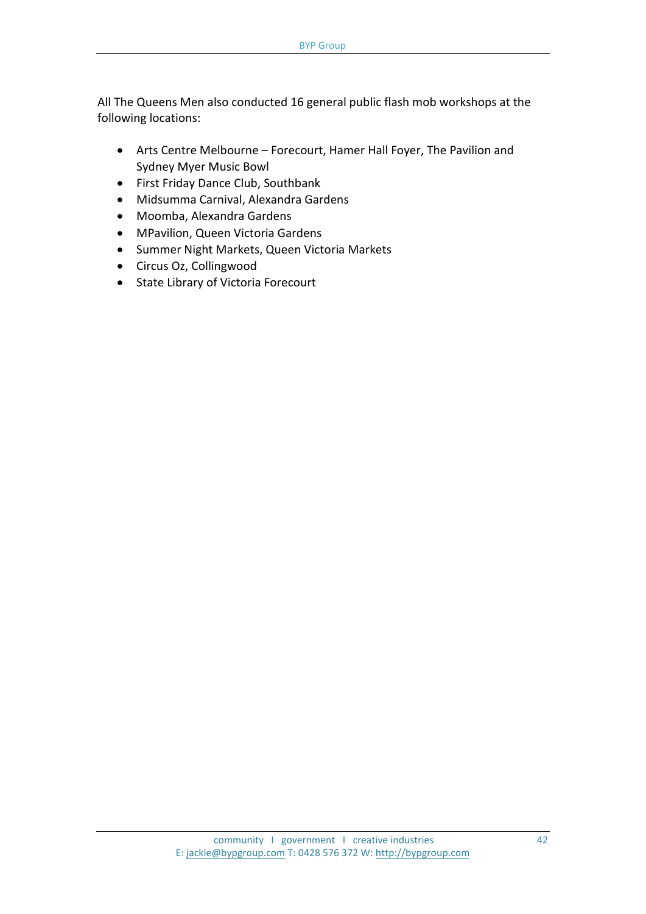All The Queens Men also conducted 16 general public flash mob workshops at the following locations:

- Arts Centre Melbourne – Forecourt, Hamer Hall Foyer, The Pavilion and Sydney Myer Music Bowl
- First Friday Dance Club, Southbank
- Midsumma Carnival, Alexandra Gardens
- Moomba, Alexandra Gardens
- MPavilion, Queen Victoria Gardens
- Summer Night Markets, Queen Victoria Markets
- Circus Oz, Collingwood
- State Library of Victoria Forecourt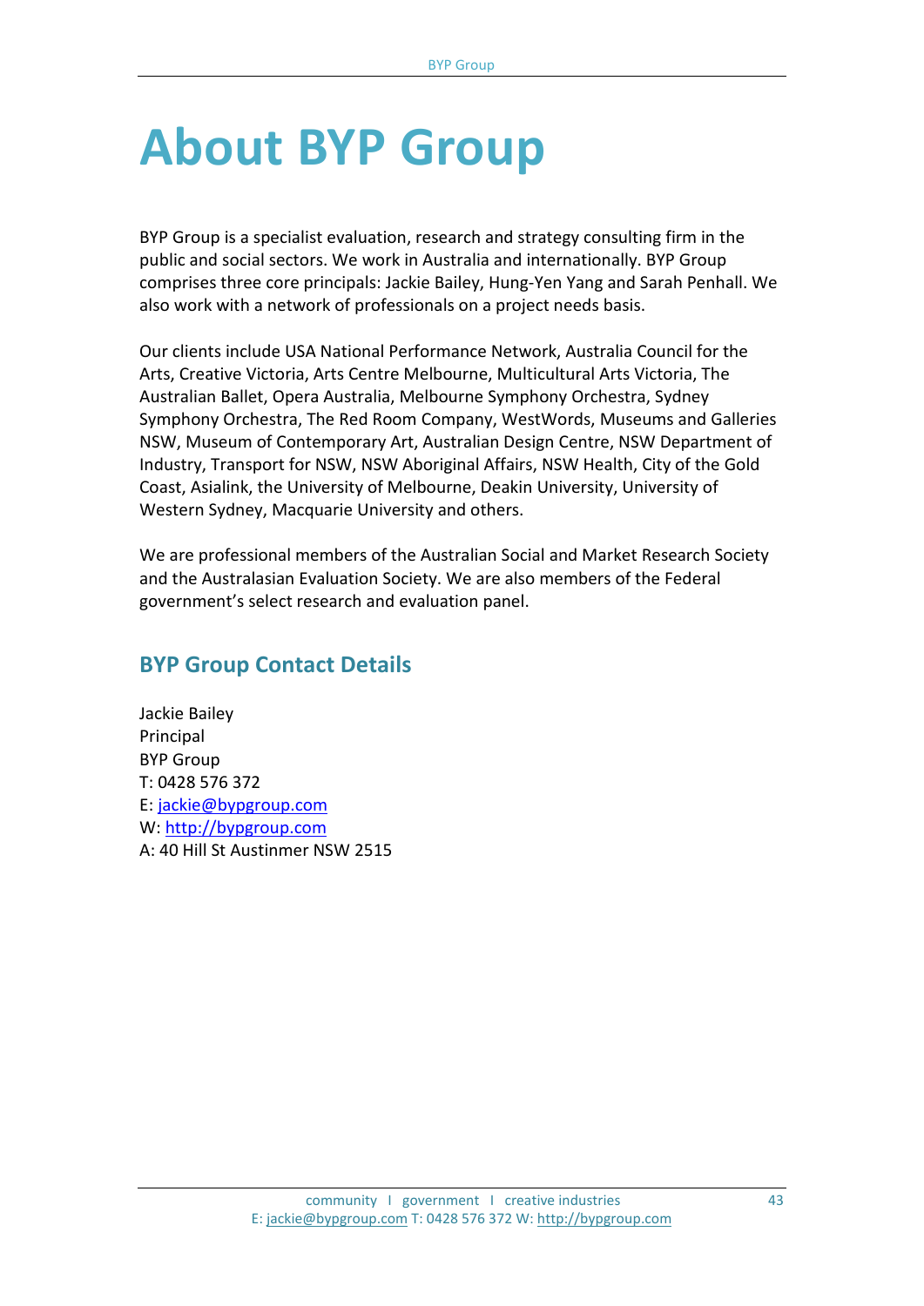# About BYP Group

BYP Group is a specialist evaluation, research and strategy consulting firm in the public and social sectors. We work in Australia and internationally. BYP Group comprises three core principals: Jackie Bailey, Hung-Yen Yang and Sarah Penhall. We also work with a network of professionals on a project needs basis.

Our clients include USA National Performance Network, Australia Council for the Arts, Creative Victoria, Arts Centre Melbourne, Multicultural Arts Victoria, The Australian Ballet, Opera Australia, Melbourne Symphony Orchestra, Sydney Symphony Orchestra, The Red Room Company, WestWords, Museums and Galleries NSW, Museum of Contemporary Art, Australian Design Centre, NSW Department of Industry, Transport for NSW, NSW Aboriginal Affairs, NSW Health, City of the Gold Coast, Asialink, the University of Melbourne, Deakin University, University of Western Sydney, Macquarie University and others.

We are professional members of the Australian Social and Market Research Society and the Australasian Evaluation Society. We are also members of the Federal government's select research and evaluation panel.

## BYP Group Contact Details

Jackie Bailey
Principal
BYP Group
T: 0428 576 372
E: jackie@bypgroup.com
W: http://bypgroup.com
A: 40 Hill St Austinmer NSW 2515